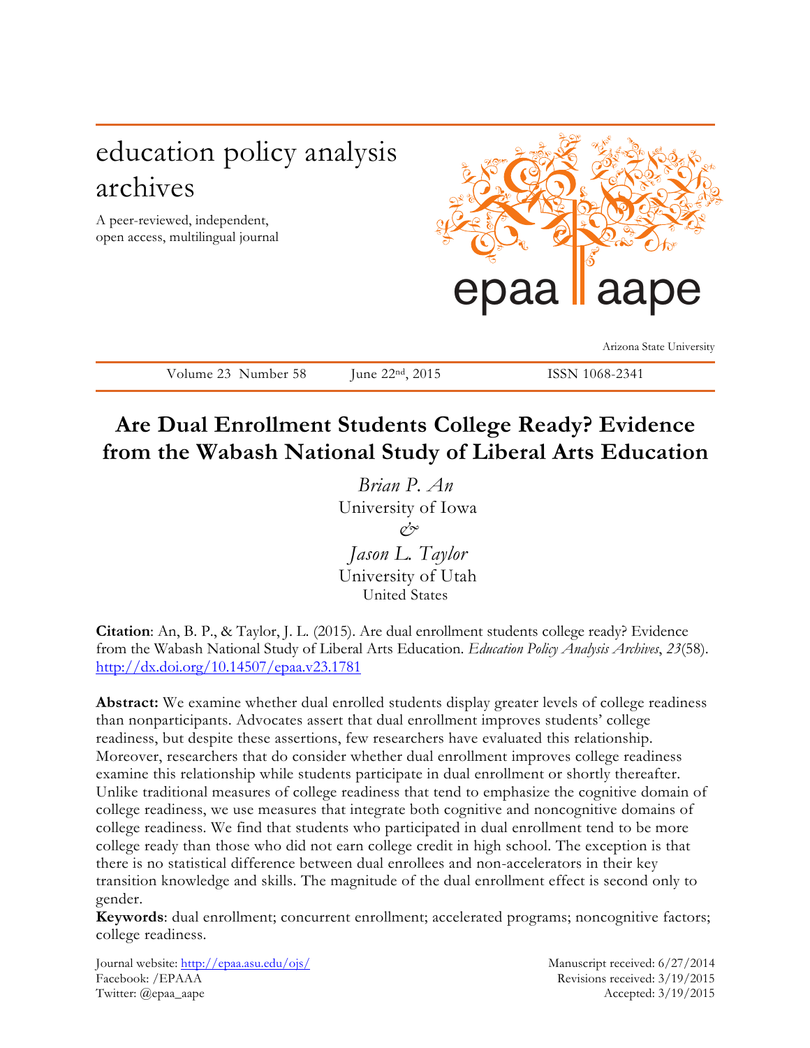# education policy analysis archives

A peer-reviewed, independent, open access, multilingual journal

epaa aape

Arizona State University

Volume 23 Number 58 June 22nd, 2015 ISSN 1068-2341

## Are Dual Enrollment Students College Ready? Evidence from the Wabash National Study of Liberal Arts Education

*Brian P. An*
University of Iowa
*&*
*Jason L. Taylor*
University of Utah
United States

**Citation**: An, B. P., & Taylor, J. L. (2015). Are dual enrollment students college ready? Evidence from the Wabash National Study of Liberal Arts Education. *Education Policy Analysis Archives*, *23*(58). http://dx.doi.org/10.14507/epaa.v23.1781

**Abstract:** We examine whether dual enrolled students display greater levels of college readiness than nonparticipants. Advocates assert that dual enrollment improves students' college readiness, but despite these assertions, few researchers have evaluated this relationship. Moreover, researchers that do consider whether dual enrollment improves college readiness examine this relationship while students participate in dual enrollment or shortly thereafter. Unlike traditional measures of college readiness that tend to emphasize the cognitive domain of college readiness, we use measures that integrate both cognitive and noncognitive domains of college readiness. We find that students who participated in dual enrollment tend to be more college ready than those who did not earn college credit in high school. The exception is that there is no statistical difference between dual enrollees and non-accelerators in their key transition knowledge and skills. The magnitude of the dual enrollment effect is second only to gender.

**Keywords**: dual enrollment; concurrent enrollment; accelerated programs; noncognitive factors; college readiness.

Journal website: http://epaa.asu.edu/ojs/
Facebook: /EPAAA
Twitter: @epaa_aape

Manuscript received: 6/27/2014
Revisions received: 3/19/2015
Accepted: 3/19/2015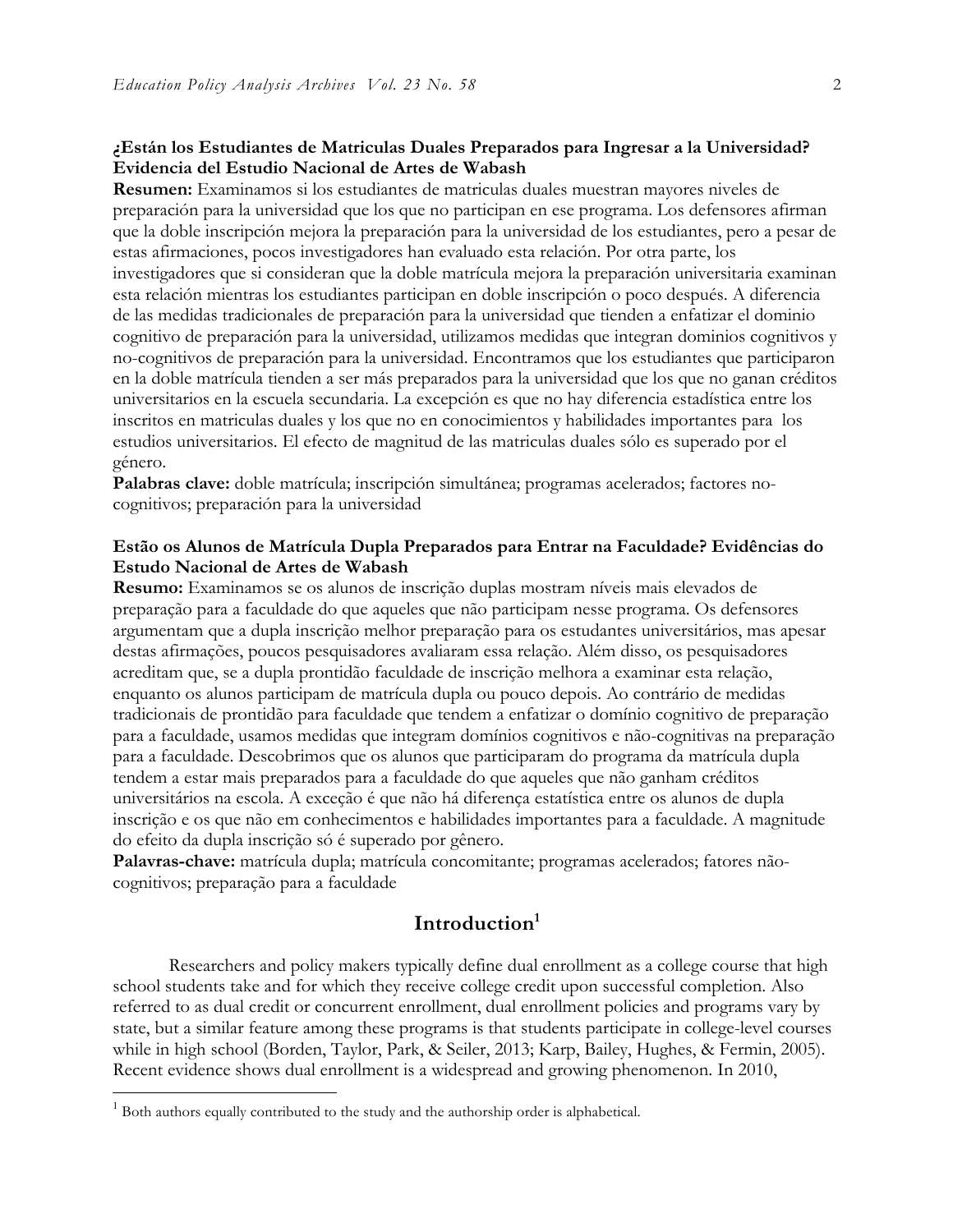**¿Están los Estudiantes de Matriculas Duales Preparados para Ingresar a la Universidad? Evidencia del Estudio Nacional de Artes de Wabash**

**Resumen:** Examinamos si los estudiantes de matriculas duales muestran mayores niveles de preparación para la universidad que los que no participan en ese programa. Los defensores afirman que la doble inscripción mejora la preparación para la universidad de los estudiantes, pero a pesar de estas afirmaciones, pocos investigadores han evaluado esta relación. Por otra parte, los investigadores que si consideran que la doble matrícula mejora la preparación universitaria examinan esta relación mientras los estudiantes participan en doble inscripción o poco después. A diferencia de las medidas tradicionales de preparación para la universidad que tienden a enfatizar el dominio cognitivo de preparación para la universidad, utilizamos medidas que integran dominios cognitivos y no-cognitivos de preparación para la universidad. Encontramos que los estudiantes que participaron en la doble matrícula tienden a ser más preparados para la universidad que los que no ganan créditos universitarios en la escuela secundaria. La excepción es que no hay diferencia estadística entre los inscritos en matriculas duales y los que no en conocimientos y habilidades importantes para los estudios universitarios. El efecto de magnitud de las matriculas duales sólo es superado por el género.

**Palabras clave:** doble matrícula; inscripción simultánea; programas acelerados; factores no-cognitivos; preparación para la universidad

**Estão os Alunos de Matrícula Dupla Preparados para Entrar na Faculdade? Evidências do Estudo Nacional de Artes de Wabash**

**Resumo:** Examinamos se os alunos de inscrição duplas mostram níveis mais elevados de preparação para a faculdade do que aqueles que não participam nesse programa. Os defensores argumentam que a dupla inscrição melhor preparação para os estudantes universitários, mas apesar destas afirmações, poucos pesquisadores avaliaram essa relação. Além disso, os pesquisadores acreditam que, se a dupla prontidão faculdade de inscrição melhora a examinar esta relação, enquanto os alunos participam de matrícula dupla ou pouco depois. Ao contrário de medidas tradicionais de prontidão para faculdade que tendem a enfatizar o domínio cognitivo de preparação para a faculdade, usamos medidas que integram domínios cognitivos e não-cognitivas na preparação para a faculdade. Descobrimos que os alunos que participaram do programa da matrícula dupla tendem a estar mais preparados para a faculdade do que aqueles que não ganham créditos universitários na escola. A exceção é que não há diferença estatística entre os alunos de dupla inscrição e os que não em conhecimentos e habilidades importantes para a faculdade. A magnitude do efeito da dupla inscrição só é superado por gênero.

**Palavras-chave:** matrícula dupla; matrícula concomitante; programas acelerados; fatores não-cognitivos; preparação para a faculdade

## Introduction[1]

Researchers and policy makers typically define dual enrollment as a college course that high school students take and for which they receive college credit upon successful completion. Also referred to as dual credit or concurrent enrollment, dual enrollment policies and programs vary by state, but a similar feature among these programs is that students participate in college-level courses while in high school (Borden, Taylor, Park, & Seiler, 2013; Karp, Bailey, Hughes, & Fermin, 2005). Recent evidence shows dual enrollment is a widespread and growing phenomenon. In 2010,

---

[1] Both authors equally contributed to the study and the authorship order is alphabetical.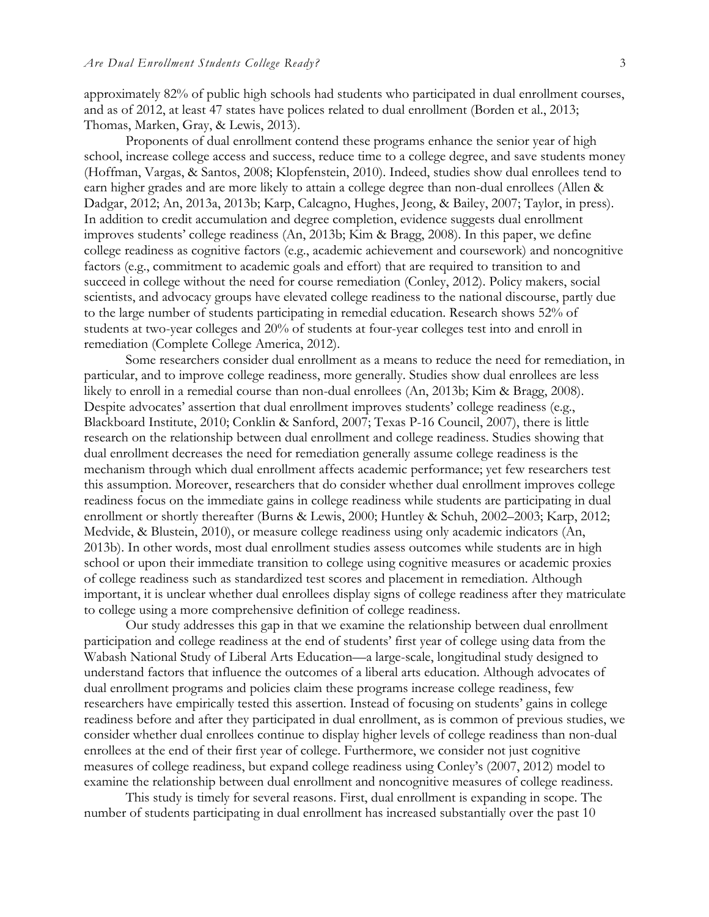approximately 82% of public high schools had students who participated in dual enrollment courses, and as of 2012, at least 47 states have polices related to dual enrollment (Borden et al., 2013; Thomas, Marken, Gray, & Lewis, 2013).

Proponents of dual enrollment contend these programs enhance the senior year of high school, increase college access and success, reduce time to a college degree, and save students money (Hoffman, Vargas, & Santos, 2008; Klopfenstein, 2010). Indeed, studies show dual enrollees tend to earn higher grades and are more likely to attain a college degree than non-dual enrollees (Allen & Dadgar, 2012; An, 2013a, 2013b; Karp, Calcagno, Hughes, Jeong, & Bailey, 2007; Taylor, in press). In addition to credit accumulation and degree completion, evidence suggests dual enrollment improves students' college readiness (An, 2013b; Kim & Bragg, 2008). In this paper, we define college readiness as cognitive factors (e.g., academic achievement and coursework) and noncognitive factors (e.g., commitment to academic goals and effort) that are required to transition to and succeed in college without the need for course remediation (Conley, 2012). Policy makers, social scientists, and advocacy groups have elevated college readiness to the national discourse, partly due to the large number of students participating in remedial education. Research shows 52% of students at two-year colleges and 20% of students at four-year colleges test into and enroll in remediation (Complete College America, 2012).

Some researchers consider dual enrollment as a means to reduce the need for remediation, in particular, and to improve college readiness, more generally. Studies show dual enrollees are less likely to enroll in a remedial course than non-dual enrollees (An, 2013b; Kim & Bragg, 2008). Despite advocates' assertion that dual enrollment improves students' college readiness (e.g., Blackboard Institute, 2010; Conklin & Sanford, 2007; Texas P-16 Council, 2007), there is little research on the relationship between dual enrollment and college readiness. Studies showing that dual enrollment decreases the need for remediation generally assume college readiness is the mechanism through which dual enrollment affects academic performance; yet few researchers test this assumption. Moreover, researchers that do consider whether dual enrollment improves college readiness focus on the immediate gains in college readiness while students are participating in dual enrollment or shortly thereafter (Burns & Lewis, 2000; Huntley & Schuh, 2002–2003; Karp, 2012; Medvide, & Blustein, 2010), or measure college readiness using only academic indicators (An, 2013b). In other words, most dual enrollment studies assess outcomes while students are in high school or upon their immediate transition to college using cognitive measures or academic proxies of college readiness such as standardized test scores and placement in remediation. Although important, it is unclear whether dual enrollees display signs of college readiness after they matriculate to college using a more comprehensive definition of college readiness.

Our study addresses this gap in that we examine the relationship between dual enrollment participation and college readiness at the end of students' first year of college using data from the Wabash National Study of Liberal Arts Education—a large-scale, longitudinal study designed to understand factors that influence the outcomes of a liberal arts education. Although advocates of dual enrollment programs and policies claim these programs increase college readiness, few researchers have empirically tested this assertion. Instead of focusing on students' gains in college readiness before and after they participated in dual enrollment, as is common of previous studies, we consider whether dual enrollees continue to display higher levels of college readiness than non-dual enrollees at the end of their first year of college. Furthermore, we consider not just cognitive measures of college readiness, but expand college readiness using Conley's (2007, 2012) model to examine the relationship between dual enrollment and noncognitive measures of college readiness.

This study is timely for several reasons. First, dual enrollment is expanding in scope. The number of students participating in dual enrollment has increased substantially over the past 10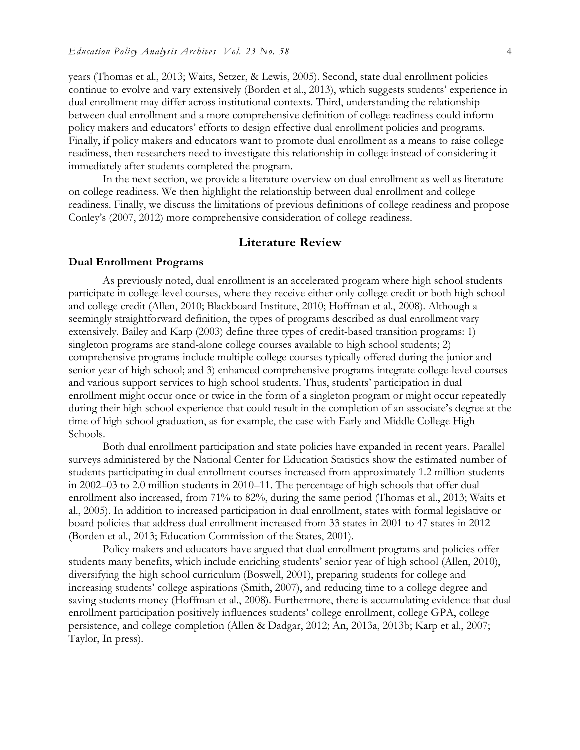years (Thomas et al., 2013; Waits, Setzer, & Lewis, 2005). Second, state dual enrollment policies continue to evolve and vary extensively (Borden et al., 2013), which suggests students' experience in dual enrollment may differ across institutional contexts. Third, understanding the relationship between dual enrollment and a more comprehensive definition of college readiness could inform policy makers and educators' efforts to design effective dual enrollment policies and programs. Finally, if policy makers and educators want to promote dual enrollment as a means to raise college readiness, then researchers need to investigate this relationship in college instead of considering it immediately after students completed the program.

In the next section, we provide a literature overview on dual enrollment as well as literature on college readiness. We then highlight the relationship between dual enrollment and college readiness. Finally, we discuss the limitations of previous definitions of college readiness and propose Conley's (2007, 2012) more comprehensive consideration of college readiness.

## Literature Review

### Dual Enrollment Programs

As previously noted, dual enrollment is an accelerated program where high school students participate in college-level courses, where they receive either only college credit or both high school and college credit (Allen, 2010; Blackboard Institute, 2010; Hoffman et al., 2008). Although a seemingly straightforward definition, the types of programs described as dual enrollment vary extensively. Bailey and Karp (2003) define three types of credit-based transition programs: 1) singleton programs are stand-alone college courses available to high school students; 2) comprehensive programs include multiple college courses typically offered during the junior and senior year of high school; and 3) enhanced comprehensive programs integrate college-level courses and various support services to high school students. Thus, students' participation in dual enrollment might occur once or twice in the form of a singleton program or might occur repeatedly during their high school experience that could result in the completion of an associate's degree at the time of high school graduation, as for example, the case with Early and Middle College High Schools.

Both dual enrollment participation and state policies have expanded in recent years. Parallel surveys administered by the National Center for Education Statistics show the estimated number of students participating in dual enrollment courses increased from approximately 1.2 million students in 2002–03 to 2.0 million students in 2010–11. The percentage of high schools that offer dual enrollment also increased, from 71% to 82%, during the same period (Thomas et al., 2013; Waits et al., 2005). In addition to increased participation in dual enrollment, states with formal legislative or board policies that address dual enrollment increased from 33 states in 2001 to 47 states in 2012 (Borden et al., 2013; Education Commission of the States, 2001).

Policy makers and educators have argued that dual enrollment programs and policies offer students many benefits, which include enriching students' senior year of high school (Allen, 2010), diversifying the high school curriculum (Boswell, 2001), preparing students for college and increasing students' college aspirations (Smith, 2007), and reducing time to a college degree and saving students money (Hoffman et al., 2008). Furthermore, there is accumulating evidence that dual enrollment participation positively influences students' college enrollment, college GPA, college persistence, and college completion (Allen & Dadgar, 2012; An, 2013a, 2013b; Karp et al., 2007; Taylor, In press).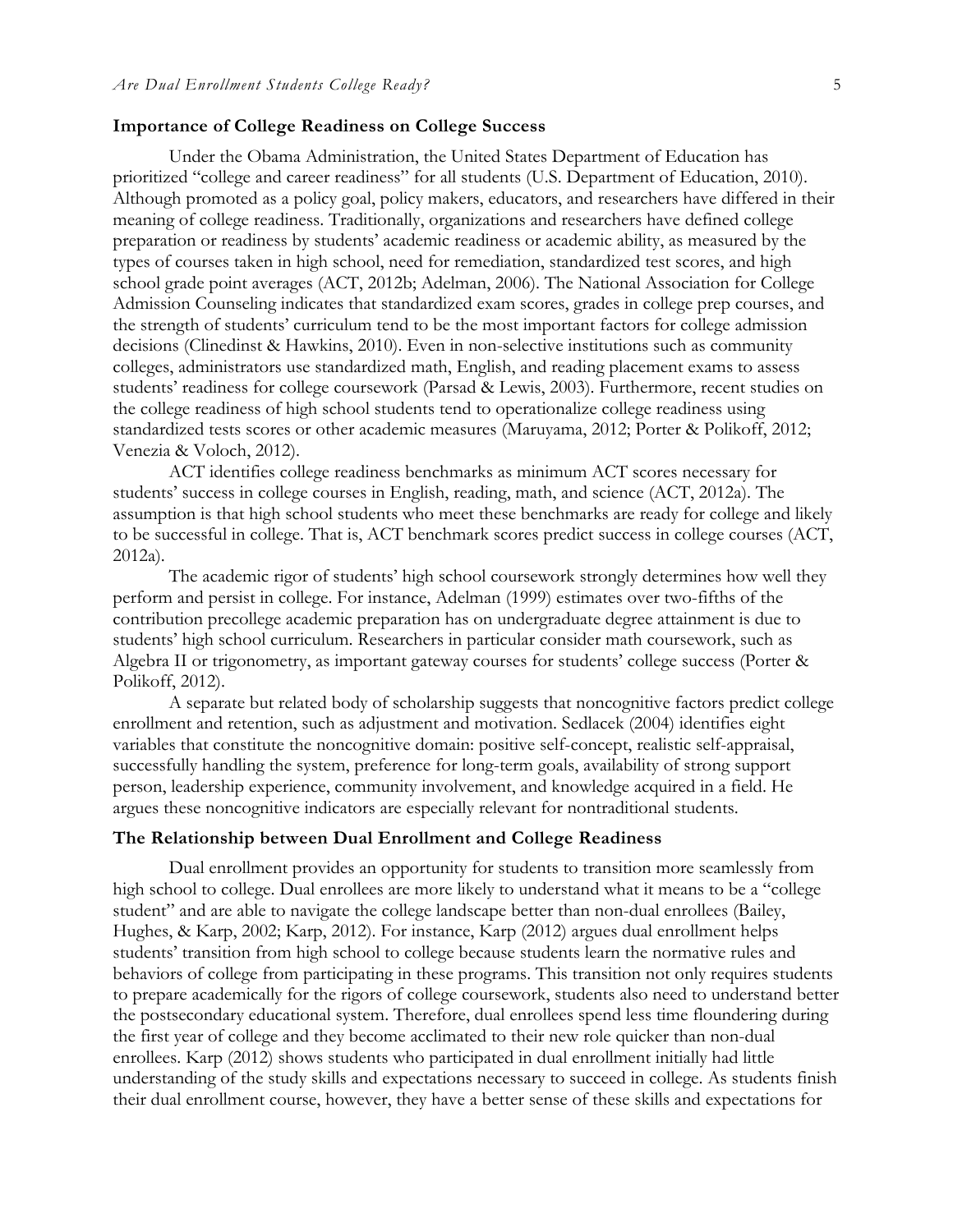## Importance of College Readiness on College Success

Under the Obama Administration, the United States Department of Education has prioritized "college and career readiness" for all students (U.S. Department of Education, 2010). Although promoted as a policy goal, policy makers, educators, and researchers have differed in their meaning of college readiness. Traditionally, organizations and researchers have defined college preparation or readiness by students' academic readiness or academic ability, as measured by the types of courses taken in high school, need for remediation, standardized test scores, and high school grade point averages (ACT, 2012b; Adelman, 2006). The National Association for College Admission Counseling indicates that standardized exam scores, grades in college prep courses, and the strength of students' curriculum tend to be the most important factors for college admission decisions (Clinedinst & Hawkins, 2010). Even in non-selective institutions such as community colleges, administrators use standardized math, English, and reading placement exams to assess students' readiness for college coursework (Parsad & Lewis, 2003). Furthermore, recent studies on the college readiness of high school students tend to operationalize college readiness using standardized tests scores or other academic measures (Maruyama, 2012; Porter & Polikoff, 2012; Venezia & Voloch, 2012).

ACT identifies college readiness benchmarks as minimum ACT scores necessary for students' success in college courses in English, reading, math, and science (ACT, 2012a). The assumption is that high school students who meet these benchmarks are ready for college and likely to be successful in college. That is, ACT benchmark scores predict success in college courses (ACT, 2012a).

The academic rigor of students' high school coursework strongly determines how well they perform and persist in college. For instance, Adelman (1999) estimates over two-fifths of the contribution precollege academic preparation has on undergraduate degree attainment is due to students' high school curriculum. Researchers in particular consider math coursework, such as Algebra II or trigonometry, as important gateway courses for students' college success (Porter & Polikoff, 2012).

A separate but related body of scholarship suggests that noncognitive factors predict college enrollment and retention, such as adjustment and motivation. Sedlacek (2004) identifies eight variables that constitute the noncognitive domain: positive self-concept, realistic self-appraisal, successfully handling the system, preference for long-term goals, availability of strong support person, leadership experience, community involvement, and knowledge acquired in a field. He argues these noncognitive indicators are especially relevant for nontraditional students.

## The Relationship between Dual Enrollment and College Readiness

Dual enrollment provides an opportunity for students to transition more seamlessly from high school to college. Dual enrollees are more likely to understand what it means to be a "college student" and are able to navigate the college landscape better than non-dual enrollees (Bailey, Hughes, & Karp, 2002; Karp, 2012). For instance, Karp (2012) argues dual enrollment helps students' transition from high school to college because students learn the normative rules and behaviors of college from participating in these programs. This transition not only requires students to prepare academically for the rigors of college coursework, students also need to understand better the postsecondary educational system. Therefore, dual enrollees spend less time floundering during the first year of college and they become acclimated to their new role quicker than non-dual enrollees. Karp (2012) shows students who participated in dual enrollment initially had little understanding of the study skills and expectations necessary to succeed in college. As students finish their dual enrollment course, however, they have a better sense of these skills and expectations for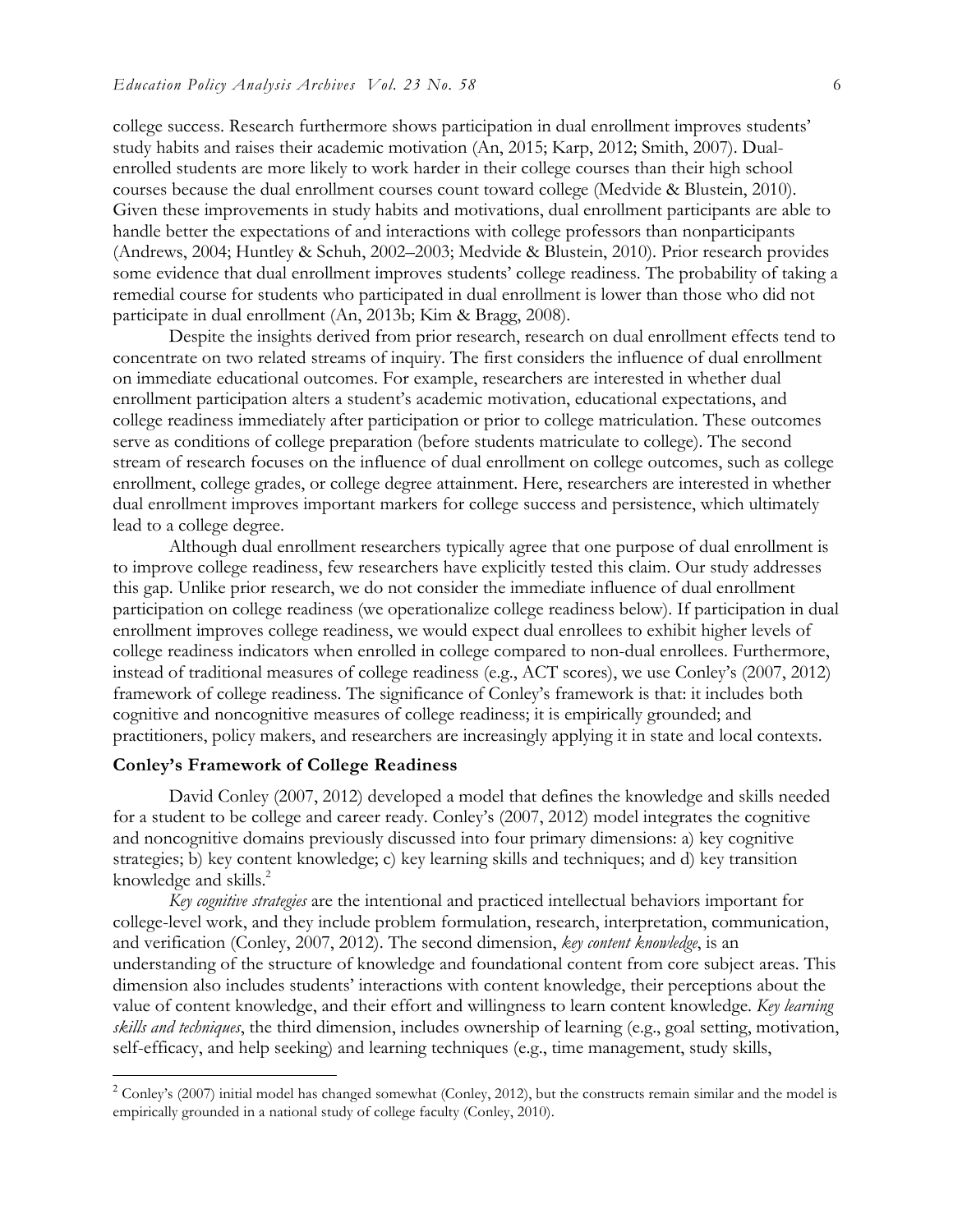college success. Research furthermore shows participation in dual enrollment improves students' study habits and raises their academic motivation (An, 2015; Karp, 2012; Smith, 2007). Dual-enrolled students are more likely to work harder in their college courses than their high school courses because the dual enrollment courses count toward college (Medvide & Blustein, 2010). Given these improvements in study habits and motivations, dual enrollment participants are able to handle better the expectations of and interactions with college professors than nonparticipants (Andrews, 2004; Huntley & Schuh, 2002–2003; Medvide & Blustein, 2010). Prior research provides some evidence that dual enrollment improves students' college readiness. The probability of taking a remedial course for students who participated in dual enrollment is lower than those who did not participate in dual enrollment (An, 2013b; Kim & Bragg, 2008).

Despite the insights derived from prior research, research on dual enrollment effects tend to concentrate on two related streams of inquiry. The first considers the influence of dual enrollment on immediate educational outcomes. For example, researchers are interested in whether dual enrollment participation alters a student's academic motivation, educational expectations, and college readiness immediately after participation or prior to college matriculation. These outcomes serve as conditions of college preparation (before students matriculate to college). The second stream of research focuses on the influence of dual enrollment on college outcomes, such as college enrollment, college grades, or college degree attainment. Here, researchers are interested in whether dual enrollment improves important markers for college success and persistence, which ultimately lead to a college degree.

Although dual enrollment researchers typically agree that one purpose of dual enrollment is to improve college readiness, few researchers have explicitly tested this claim. Our study addresses this gap. Unlike prior research, we do not consider the immediate influence of dual enrollment participation on college readiness (we operationalize college readiness below). If participation in dual enrollment improves college readiness, we would expect dual enrollees to exhibit higher levels of college readiness indicators when enrolled in college compared to non-dual enrollees. Furthermore, instead of traditional measures of college readiness (e.g., ACT scores), we use Conley's (2007, 2012) framework of college readiness. The significance of Conley's framework is that: it includes both cognitive and noncognitive measures of college readiness; it is empirically grounded; and practitioners, policy makers, and researchers are increasingly applying it in state and local contexts.

## Conley's Framework of College Readiness

David Conley (2007, 2012) developed a model that defines the knowledge and skills needed for a student to be college and career ready. Conley's (2007, 2012) model integrates the cognitive and noncognitive domains previously discussed into four primary dimensions: a) key cognitive strategies; b) key content knowledge; c) key learning skills and techniques; and d) key transition knowledge and skills.[2]

*Key cognitive strategies* are the intentional and practiced intellectual behaviors important for college-level work, and they include problem formulation, research, interpretation, communication, and verification (Conley, 2007, 2012). The second dimension, *key content knowledge*, is an understanding of the structure of knowledge and foundational content from core subject areas. This dimension also includes students' interactions with content knowledge, their perceptions about the value of content knowledge, and their effort and willingness to learn content knowledge. *Key learning skills and techniques*, the third dimension, includes ownership of learning (e.g., goal setting, motivation, self-efficacy, and help seeking) and learning techniques (e.g., time management, study skills,

---

[2] Conley's (2007) initial model has changed somewhat (Conley, 2012), but the constructs remain similar and the model is empirically grounded in a national study of college faculty (Conley, 2010).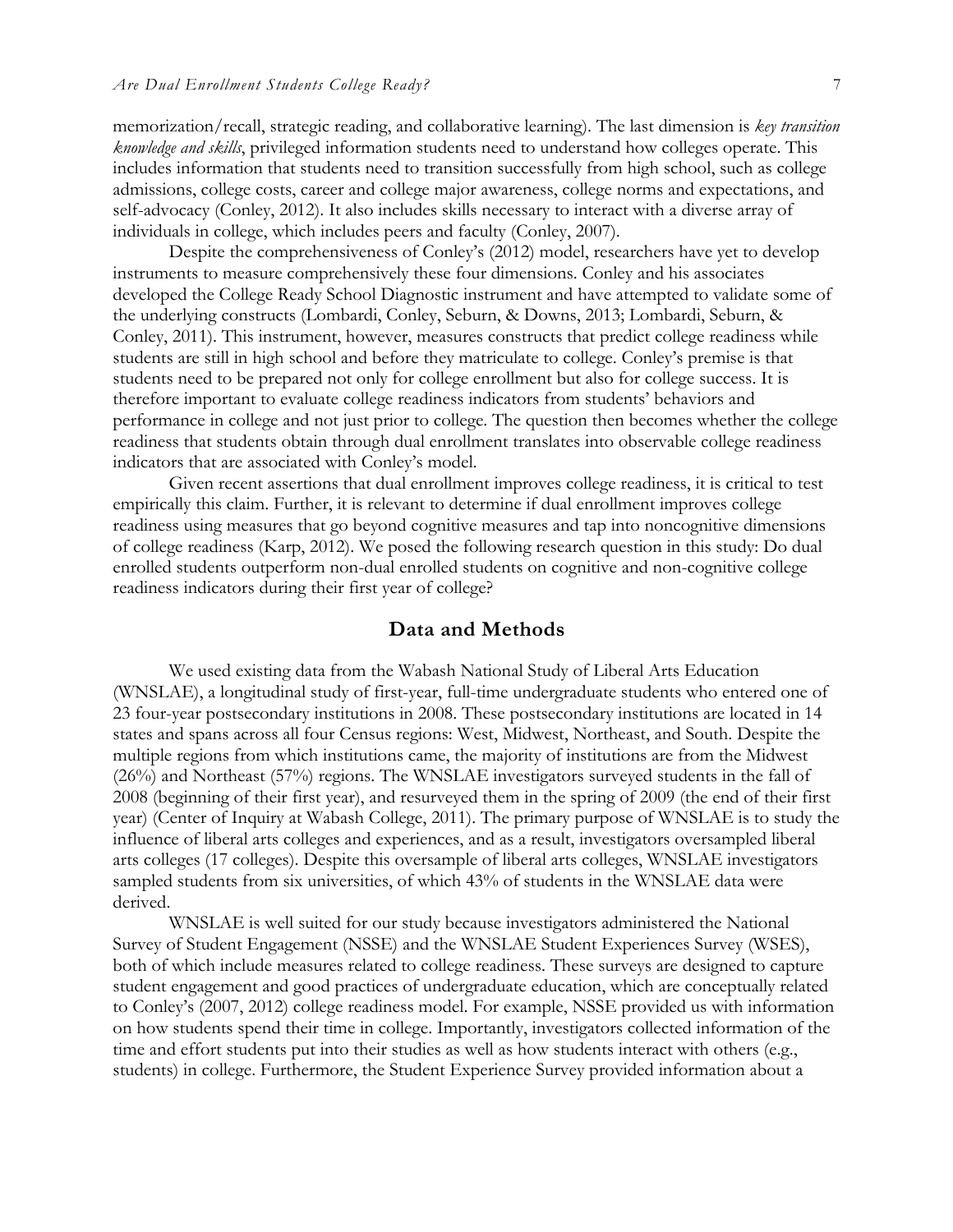memorization/recall, strategic reading, and collaborative learning). The last dimension is *key transition knowledge and skills*, privileged information students need to understand how colleges operate. This includes information that students need to transition successfully from high school, such as college admissions, college costs, career and college major awareness, college norms and expectations, and self-advocacy (Conley, 2012). It also includes skills necessary to interact with a diverse array of individuals in college, which includes peers and faculty (Conley, 2007).

Despite the comprehensiveness of Conley's (2012) model, researchers have yet to develop instruments to measure comprehensively these four dimensions. Conley and his associates developed the College Ready School Diagnostic instrument and have attempted to validate some of the underlying constructs (Lombardi, Conley, Seburn, & Downs, 2013; Lombardi, Seburn, & Conley, 2011). This instrument, however, measures constructs that predict college readiness while students are still in high school and before they matriculate to college. Conley's premise is that students need to be prepared not only for college enrollment but also for college success. It is therefore important to evaluate college readiness indicators from students' behaviors and performance in college and not just prior to college. The question then becomes whether the college readiness that students obtain through dual enrollment translates into observable college readiness indicators that are associated with Conley's model.

Given recent assertions that dual enrollment improves college readiness, it is critical to test empirically this claim. Further, it is relevant to determine if dual enrollment improves college readiness using measures that go beyond cognitive measures and tap into noncognitive dimensions of college readiness (Karp, 2012). We posed the following research question in this study: Do dual enrolled students outperform non-dual enrolled students on cognitive and non-cognitive college readiness indicators during their first year of college?

## Data and Methods

We used existing data from the Wabash National Study of Liberal Arts Education (WNSLAE), a longitudinal study of first-year, full-time undergraduate students who entered one of 23 four-year postsecondary institutions in 2008. These postsecondary institutions are located in 14 states and spans across all four Census regions: West, Midwest, Northeast, and South. Despite the multiple regions from which institutions came, the majority of institutions are from the Midwest (26%) and Northeast (57%) regions. The WNSLAE investigators surveyed students in the fall of 2008 (beginning of their first year), and resurveyed them in the spring of 2009 (the end of their first year) (Center of Inquiry at Wabash College, 2011). The primary purpose of WNSLAE is to study the influence of liberal arts colleges and experiences, and as a result, investigators oversampled liberal arts colleges (17 colleges). Despite this oversample of liberal arts colleges, WNSLAE investigators sampled students from six universities, of which 43% of students in the WNSLAE data were derived.

WNSLAE is well suited for our study because investigators administered the National Survey of Student Engagement (NSSE) and the WNSLAE Student Experiences Survey (WSES), both of which include measures related to college readiness. These surveys are designed to capture student engagement and good practices of undergraduate education, which are conceptually related to Conley's (2007, 2012) college readiness model. For example, NSSE provided us with information on how students spend their time in college. Importantly, investigators collected information of the time and effort students put into their studies as well as how students interact with others (e.g., students) in college. Furthermore, the Student Experience Survey provided information about a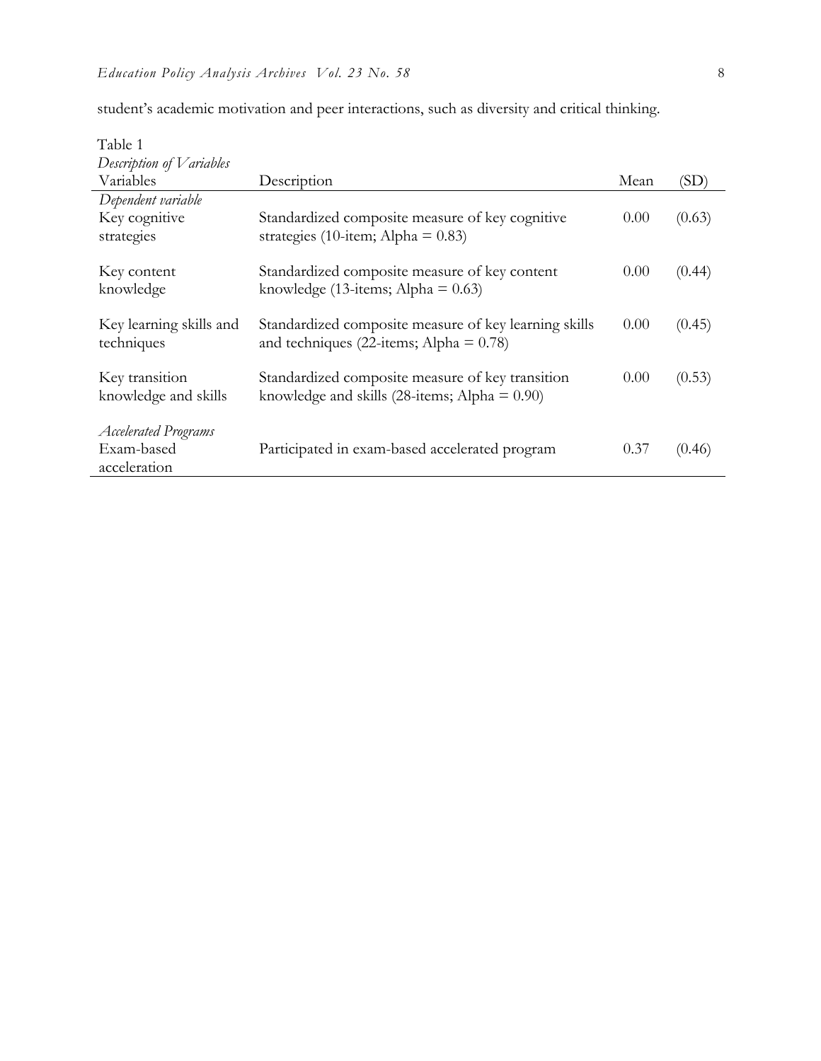student's academic motivation and peer interactions, such as diversity and critical thinking.

Table 1
*Description of Variables*

| Variables | Description | Mean | (SD) |
|---|---|---|---|
| *Dependent variable* | | | |
| Key cognitive strategies | Standardized composite measure of key cognitive strategies (10-item; Alpha = 0.83) | 0.00 | (0.63) |
| Key content knowledge | Standardized composite measure of key content knowledge (13-items; Alpha = 0.63) | 0.00 | (0.44) |
| Key learning skills and techniques | Standardized composite measure of key learning skills and techniques (22-items; Alpha = 0.78) | 0.00 | (0.45) |
| Key transition knowledge and skills | Standardized composite measure of key transition knowledge and skills (28-items; Alpha = 0.90) | 0.00 | (0.53) |
| *Accelerated Programs* | | | |
| Exam-based acceleration | Participated in exam-based accelerated program | 0.37 | (0.46) |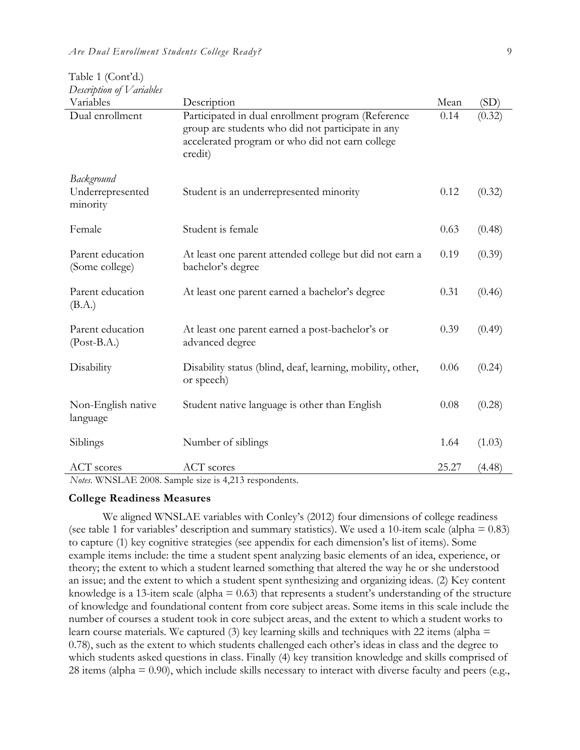Table 1 (Cont'd.)

*Description of Variables*

| Variables | Description | Mean | (SD) |
|---|---|---|---|
| Dual enrollment | Participated in dual enrollment program (Reference group are students who did not participate in any accelerated program or who did not earn college credit) | 0.14 | (0.32) |
| *Background* | | | |
| Underrepresented minority | Student is an underrepresented minority | 0.12 | (0.32) |
| Female | Student is female | 0.63 | (0.48) |
| Parent education (Some college) | At least one parent attended college but did not earn a bachelor's degree | 0.19 | (0.39) |
| Parent education (B.A.) | At least one parent earned a bachelor's degree | 0.31 | (0.46) |
| Parent education (Post-B.A.) | At least one parent earned a post-bachelor's or advanced degree | 0.39 | (0.49) |
| Disability | Disability status (blind, deaf, learning, mobility, other, or speech) | 0.06 | (0.24) |
| Non-English native language | Student native language is other than English | 0.08 | (0.28) |
| Siblings | Number of siblings | 1.64 | (1.03) |
| ACT scores | ACT scores | 25.27 | (4.48) |

*Notes.* WNSLAE 2008. Sample size is 4,213 respondents.

**College Readiness Measures**

We aligned WNSLAE variables with Conley's (2012) four dimensions of college readiness (see table 1 for variables' description and summary statistics). We used a 10-item scale (alpha = 0.83) to capture (1) key cognitive strategies (see appendix for each dimension's list of items). Some example items include: the time a student spent analyzing basic elements of an idea, experience, or theory; the extent to which a student learned something that altered the way he or she understood an issue; and the extent to which a student spent synthesizing and organizing ideas. (2) Key content knowledge is a 13-item scale (alpha = 0.63) that represents a student's understanding of the structure of knowledge and foundational content from core subject areas. Some items in this scale include the number of courses a student took in core subject areas, and the extent to which a student works to learn course materials. We captured (3) key learning skills and techniques with 22 items (alpha = 0.78), such as the extent to which students challenged each other's ideas in class and the degree to which students asked questions in class. Finally (4) key transition knowledge and skills comprised of 28 items (alpha = 0.90), which include skills necessary to interact with diverse faculty and peers (e.g.,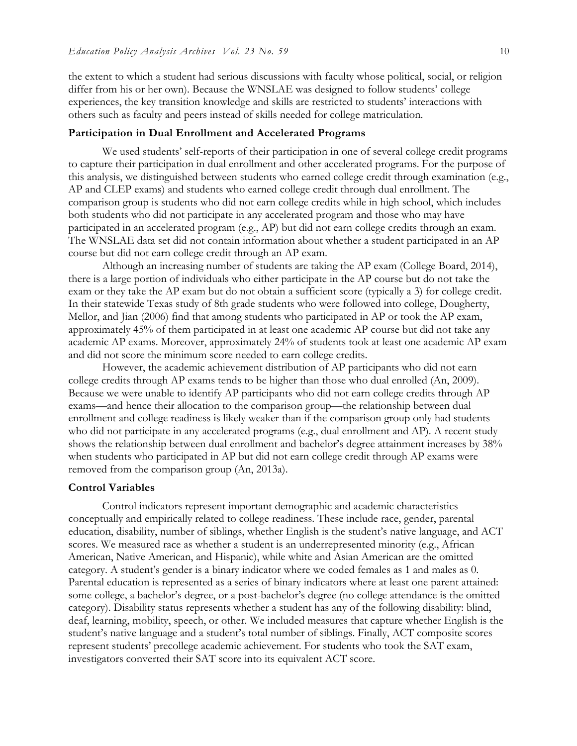the extent to which a student had serious discussions with faculty whose political, social, or religion differ from his or her own). Because the WNSLAE was designed to follow students' college experiences, the key transition knowledge and skills are restricted to students' interactions with others such as faculty and peers instead of skills needed for college matriculation.

### Participation in Dual Enrollment and Accelerated Programs

We used students' self-reports of their participation in one of several college credit programs to capture their participation in dual enrollment and other accelerated programs. For the purpose of this analysis, we distinguished between students who earned college credit through examination (e.g., AP and CLEP exams) and students who earned college credit through dual enrollment. The comparison group is students who did not earn college credits while in high school, which includes both students who did not participate in any accelerated program and those who may have participated in an accelerated program (e.g., AP) but did not earn college credits through an exam. The WNSLAE data set did not contain information about whether a student participated in an AP course but did not earn college credit through an AP exam.

Although an increasing number of students are taking the AP exam (College Board, 2014), there is a large portion of individuals who either participate in the AP course but do not take the exam or they take the AP exam but do not obtain a sufficient score (typically a 3) for college credit. In their statewide Texas study of 8th grade students who were followed into college, Dougherty, Mellor, and Jian (2006) find that among students who participated in AP or took the AP exam, approximately 45% of them participated in at least one academic AP course but did not take any academic AP exams. Moreover, approximately 24% of students took at least one academic AP exam and did not score the minimum score needed to earn college credits.

However, the academic achievement distribution of AP participants who did not earn college credits through AP exams tends to be higher than those who dual enrolled (An, 2009). Because we were unable to identify AP participants who did not earn college credits through AP exams—and hence their allocation to the comparison group—the relationship between dual enrollment and college readiness is likely weaker than if the comparison group only had students who did not participate in any accelerated programs (e.g., dual enrollment and AP). A recent study shows the relationship between dual enrollment and bachelor's degree attainment increases by 38% when students who participated in AP but did not earn college credit through AP exams were removed from the comparison group (An, 2013a).

### Control Variables

Control indicators represent important demographic and academic characteristics conceptually and empirically related to college readiness. These include race, gender, parental education, disability, number of siblings, whether English is the student's native language, and ACT scores. We measured race as whether a student is an underrepresented minority (e.g., African American, Native American, and Hispanic), while white and Asian American are the omitted category. A student's gender is a binary indicator where we coded females as 1 and males as 0. Parental education is represented as a series of binary indicators where at least one parent attained: some college, a bachelor's degree, or a post-bachelor's degree (no college attendance is the omitted category). Disability status represents whether a student has any of the following disability: blind, deaf, learning, mobility, speech, or other. We included measures that capture whether English is the student's native language and a student's total number of siblings. Finally, ACT composite scores represent students' precollege academic achievement. For students who took the SAT exam, investigators converted their SAT score into its equivalent ACT score.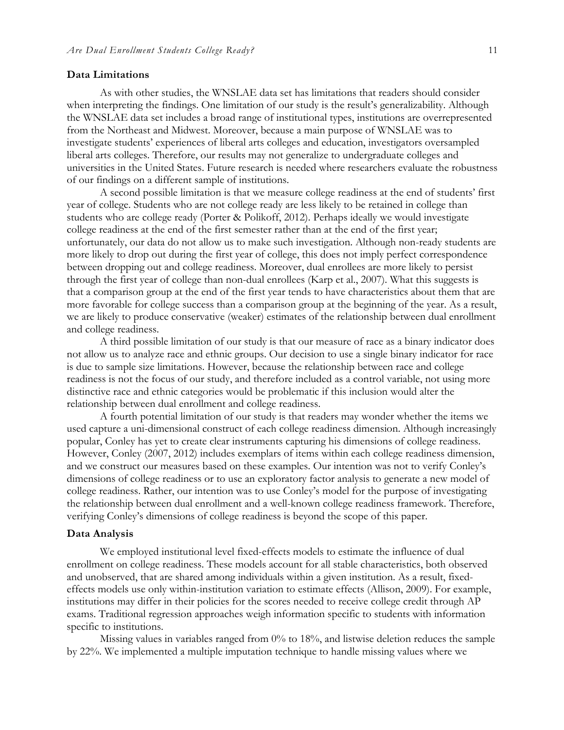### Data Limitations

As with other studies, the WNSLAE data set has limitations that readers should consider when interpreting the findings. One limitation of our study is the result's generalizability. Although the WNSLAE data set includes a broad range of institutional types, institutions are overrepresented from the Northeast and Midwest. Moreover, because a main purpose of WNSLAE was to investigate students' experiences of liberal arts colleges and education, investigators oversampled liberal arts colleges. Therefore, our results may not generalize to undergraduate colleges and universities in the United States. Future research is needed where researchers evaluate the robustness of our findings on a different sample of institutions.

A second possible limitation is that we measure college readiness at the end of students' first year of college. Students who are not college ready are less likely to be retained in college than students who are college ready (Porter & Polikoff, 2012). Perhaps ideally we would investigate college readiness at the end of the first semester rather than at the end of the first year; unfortunately, our data do not allow us to make such investigation. Although non-ready students are more likely to drop out during the first year of college, this does not imply perfect correspondence between dropping out and college readiness. Moreover, dual enrollees are more likely to persist through the first year of college than non-dual enrollees (Karp et al., 2007). What this suggests is that a comparison group at the end of the first year tends to have characteristics about them that are more favorable for college success than a comparison group at the beginning of the year. As a result, we are likely to produce conservative (weaker) estimates of the relationship between dual enrollment and college readiness.

A third possible limitation of our study is that our measure of race as a binary indicator does not allow us to analyze race and ethnic groups. Our decision to use a single binary indicator for race is due to sample size limitations. However, because the relationship between race and college readiness is not the focus of our study, and therefore included as a control variable, not using more distinctive race and ethnic categories would be problematic if this inclusion would alter the relationship between dual enrollment and college readiness.

A fourth potential limitation of our study is that readers may wonder whether the items we used capture a uni-dimensional construct of each college readiness dimension. Although increasingly popular, Conley has yet to create clear instruments capturing his dimensions of college readiness. However, Conley (2007, 2012) includes exemplars of items within each college readiness dimension, and we construct our measures based on these examples. Our intention was not to verify Conley's dimensions of college readiness or to use an exploratory factor analysis to generate a new model of college readiness. Rather, our intention was to use Conley's model for the purpose of investigating the relationship between dual enrollment and a well-known college readiness framework. Therefore, verifying Conley's dimensions of college readiness is beyond the scope of this paper.

### Data Analysis

We employed institutional level fixed-effects models to estimate the influence of dual enrollment on college readiness. These models account for all stable characteristics, both observed and unobserved, that are shared among individuals within a given institution. As a result, fixed-effects models use only within-institution variation to estimate effects (Allison, 2009). For example, institutions may differ in their policies for the scores needed to receive college credit through AP exams. Traditional regression approaches weigh information specific to students with information specific to institutions.

Missing values in variables ranged from 0% to 18%, and listwise deletion reduces the sample by 22%. We implemented a multiple imputation technique to handle missing values where we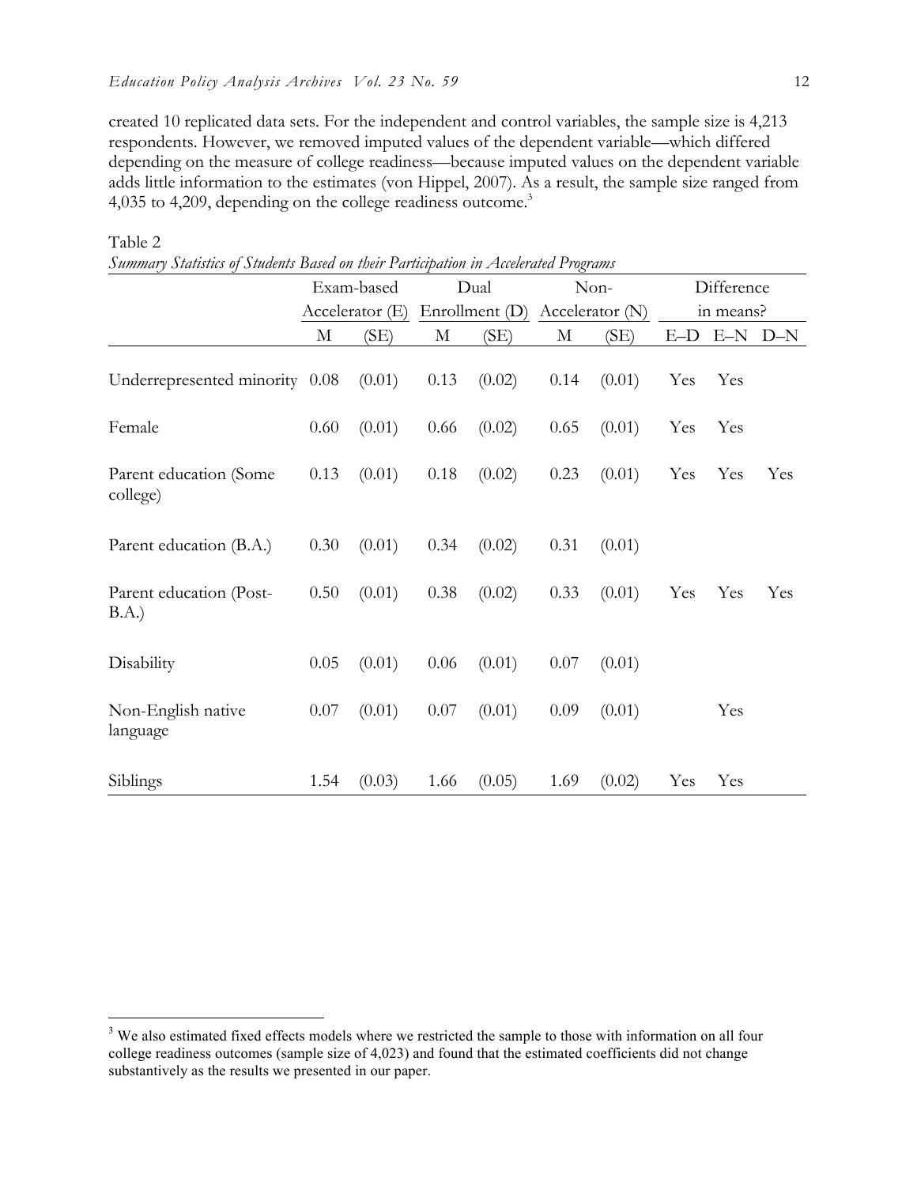created 10 replicated data sets. For the independent and control variables, the sample size is 4,213 respondents. However, we removed imputed values of the dependent variable—which differed depending on the measure of college readiness—because imputed values on the dependent variable adds little information to the estimates (von Hippel, 2007). As a result, the sample size ranged from 4,035 to 4,209, depending on the college readiness outcome.[3]

Table 2
*Summary Statistics of Students Based on their Participation in Accelerated Programs*

| | Exam-based Accelerator (E) | | Dual Enrollment (D) | | Non-Accelerator (N) | | Difference in means? | | |
|---|---|---|---|---|---|---|---|---|---|
| | M | (SE) | M | (SE) | M | (SE) | E–D | E–N | D–N |
| Underrepresented minority | 0.08 | (0.01) | 0.13 | (0.02) | 0.14 | (0.01) | Yes | Yes | |
| Female | 0.60 | (0.01) | 0.66 | (0.02) | 0.65 | (0.01) | Yes | Yes | |
| Parent education (Some college) | 0.13 | (0.01) | 0.18 | (0.02) | 0.23 | (0.01) | Yes | Yes | Yes |
| Parent education (B.A.) | 0.30 | (0.01) | 0.34 | (0.02) | 0.31 | (0.01) | | | |
| Parent education (Post-B.A.) | 0.50 | (0.01) | 0.38 | (0.02) | 0.33 | (0.01) | Yes | Yes | Yes |
| Disability | 0.05 | (0.01) | 0.06 | (0.01) | 0.07 | (0.01) | | | |
| Non-English native language | 0.07 | (0.01) | 0.07 | (0.01) | 0.09 | (0.01) | | Yes | |
| Siblings | 1.54 | (0.03) | 1.66 | (0.05) | 1.69 | (0.02) | Yes | Yes | |

[3] We also estimated fixed effects models where we restricted the sample to those with information on all four college readiness outcomes (sample size of 4,023) and found that the estimated coefficients did not change substantively as the results we presented in our paper.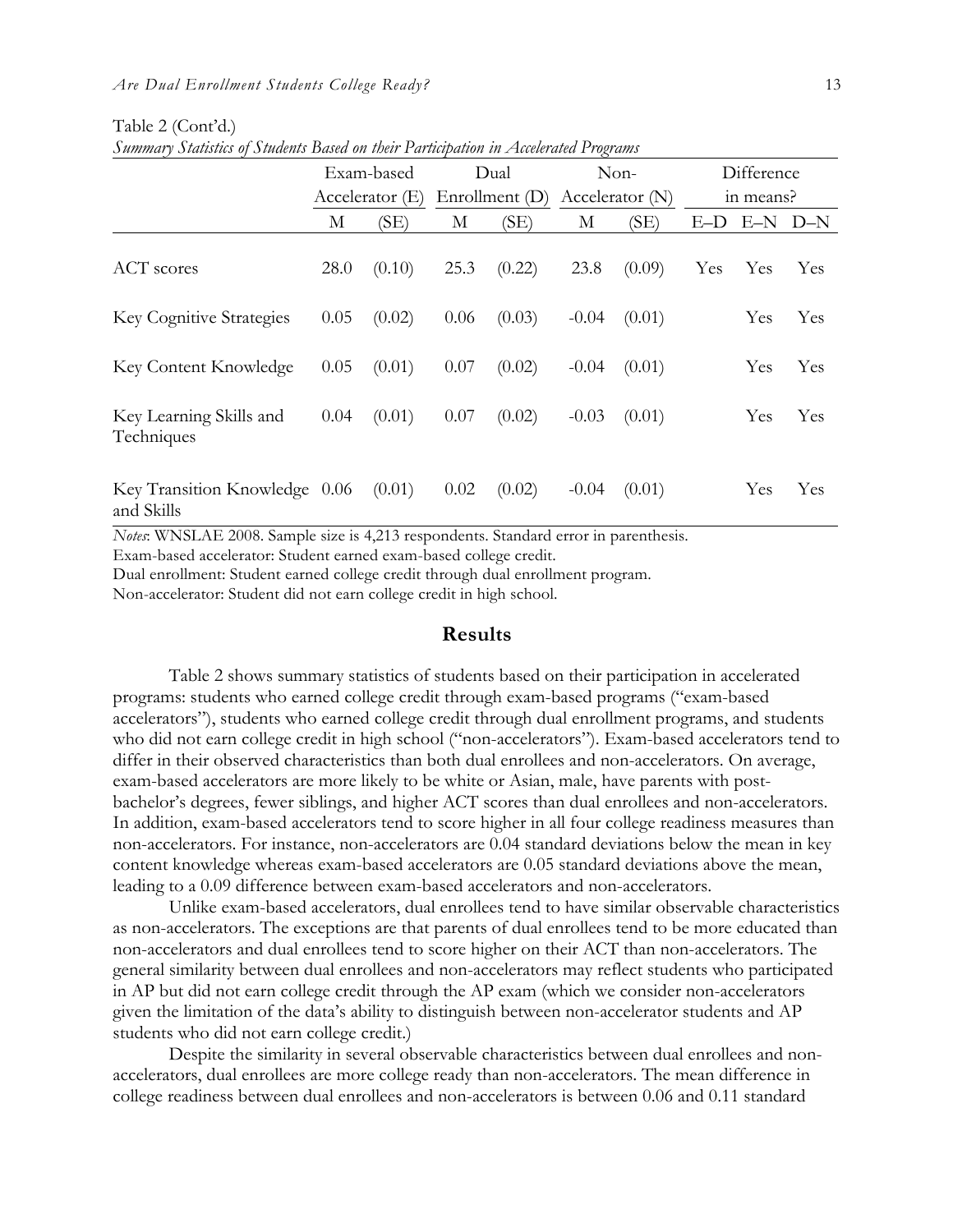Table 2 (Cont'd.)

*Summary Statistics of Students Based on their Participation in Accelerated Programs*

| | Exam-based Accelerator (E) | | Dual Enrollment (D) | | Non-Accelerator (N) | | Difference in means? | | |
|---|---|---|---|---|---|---|---|---|---|
| | M | (SE) | M | (SE) | M | (SE) | E–D | E–N | D–N |
| ACT scores | 28.0 | (0.10) | 25.3 | (0.22) | 23.8 | (0.09) | Yes | Yes | Yes |
| Key Cognitive Strategies | 0.05 | (0.02) | 0.06 | (0.03) | -0.04 | (0.01) | | Yes | Yes |
| Key Content Knowledge | 0.05 | (0.01) | 0.07 | (0.02) | -0.04 | (0.01) | | Yes | Yes |
| Key Learning Skills and Techniques | 0.04 | (0.01) | 0.07 | (0.02) | -0.03 | (0.01) | | Yes | Yes |
| Key Transition Knowledge and Skills | 0.06 | (0.01) | 0.02 | (0.02) | -0.04 | (0.01) | | Yes | Yes |

*Notes*: WNSLAE 2008. Sample size is 4,213 respondents. Standard error in parenthesis.
Exam-based accelerator: Student earned exam-based college credit.
Dual enrollment: Student earned college credit through dual enrollment program.
Non-accelerator: Student did not earn college credit in high school.

## Results

Table 2 shows summary statistics of students based on their participation in accelerated programs: students who earned college credit through exam-based programs ("exam-based accelerators"), students who earned college credit through dual enrollment programs, and students who did not earn college credit in high school ("non-accelerators"). Exam-based accelerators tend to differ in their observed characteristics than both dual enrollees and non-accelerators. On average, exam-based accelerators are more likely to be white or Asian, male, have parents with post-bachelor's degrees, fewer siblings, and higher ACT scores than dual enrollees and non-accelerators. In addition, exam-based accelerators tend to score higher in all four college readiness measures than non-accelerators. For instance, non-accelerators are 0.04 standard deviations below the mean in key content knowledge whereas exam-based accelerators are 0.05 standard deviations above the mean, leading to a 0.09 difference between exam-based accelerators and non-accelerators.

Unlike exam-based accelerators, dual enrollees tend to have similar observable characteristics as non-accelerators. The exceptions are that parents of dual enrollees tend to be more educated than non-accelerators and dual enrollees tend to score higher on their ACT than non-accelerators. The general similarity between dual enrollees and non-accelerators may reflect students who participated in AP but did not earn college credit through the AP exam (which we consider non-accelerators given the limitation of the data's ability to distinguish between non-accelerator students and AP students who did not earn college credit.)

Despite the similarity in several observable characteristics between dual enrollees and non-accelerators, dual enrollees are more college ready than non-accelerators. The mean difference in college readiness between dual enrollees and non-accelerators is between 0.06 and 0.11 standard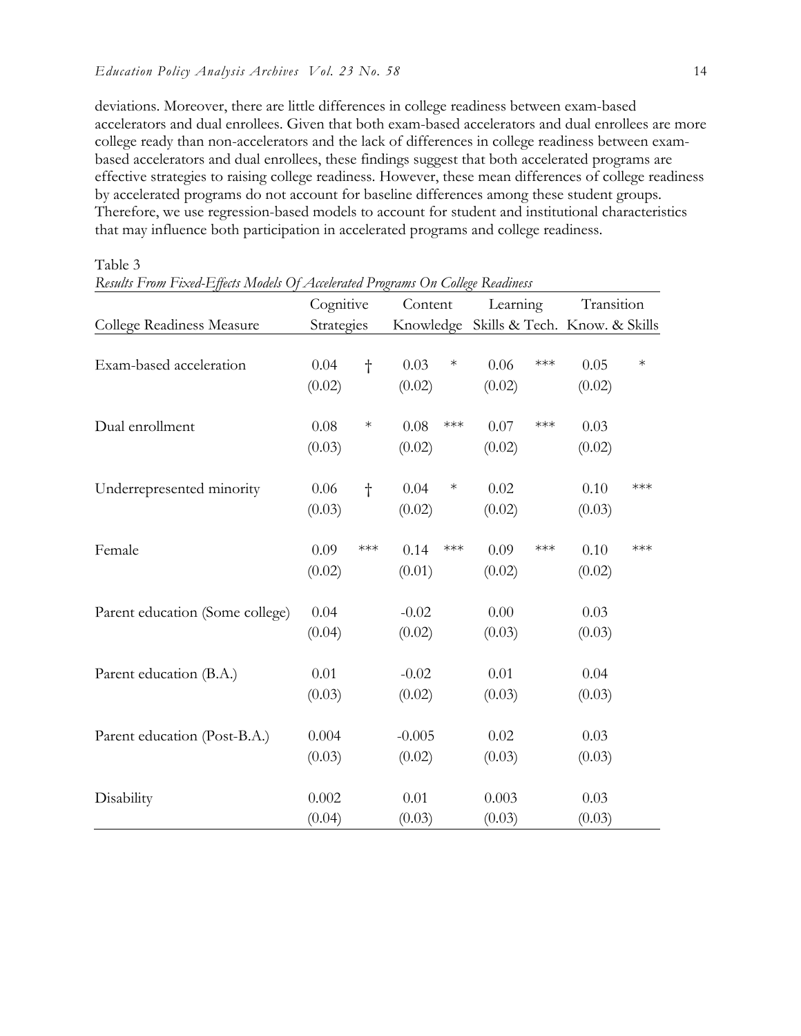deviations. Moreover, there are little differences in college readiness between exam-based accelerators and dual enrollees. Given that both exam-based accelerators and dual enrollees are more college ready than non-accelerators and the lack of differences in college readiness between exam-based accelerators and dual enrollees, these findings suggest that both accelerated programs are effective strategies to raising college readiness. However, these mean differences of college readiness by accelerated programs do not account for baseline differences among these student groups. Therefore, we use regression-based models to account for student and institutional characteristics that may influence both participation in accelerated programs and college readiness.

Table 3
*Results From Fixed-Effects Models Of Accelerated Programs On College Readiness*

| College Readiness Measure | Cognitive Strategies | | Content Knowledge | | Learning Skills & Tech. | | Transition Know. & Skills | |
|---|---|---|---|---|---|---|---|---|
| Exam-based acceleration | 0.04 | † | 0.03 | * | 0.06 | *** | 0.05 | * |
| | (0.02) | | (0.02) | | (0.02) | | (0.02) | |
| Dual enrollment | 0.08 | * | 0.08 | *** | 0.07 | *** | 0.03 | |
| | (0.03) | | (0.02) | | (0.02) | | (0.02) | |
| Underrepresented minority | 0.06 | † | 0.04 | * | 0.02 | | 0.10 | *** |
| | (0.03) | | (0.02) | | (0.02) | | (0.03) | |
| Female | 0.09 | *** | 0.14 | *** | 0.09 | *** | 0.10 | *** |
| | (0.02) | | (0.01) | | (0.02) | | (0.02) | |
| Parent education (Some college) | 0.04 | | -0.02 | | 0.00 | | 0.03 | |
| | (0.04) | | (0.02) | | (0.03) | | (0.03) | |
| Parent education (B.A.) | 0.01 | | -0.02 | | 0.01 | | 0.04 | |
| | (0.03) | | (0.02) | | (0.03) | | (0.03) | |
| Parent education (Post-B.A.) | 0.004 | | -0.005 | | 0.02 | | 0.03 | |
| | (0.03) | | (0.02) | | (0.03) | | (0.03) | |
| Disability | 0.002 | | 0.01 | | 0.003 | | 0.03 | |
| | (0.04) | | (0.03) | | (0.03) | | (0.03) | |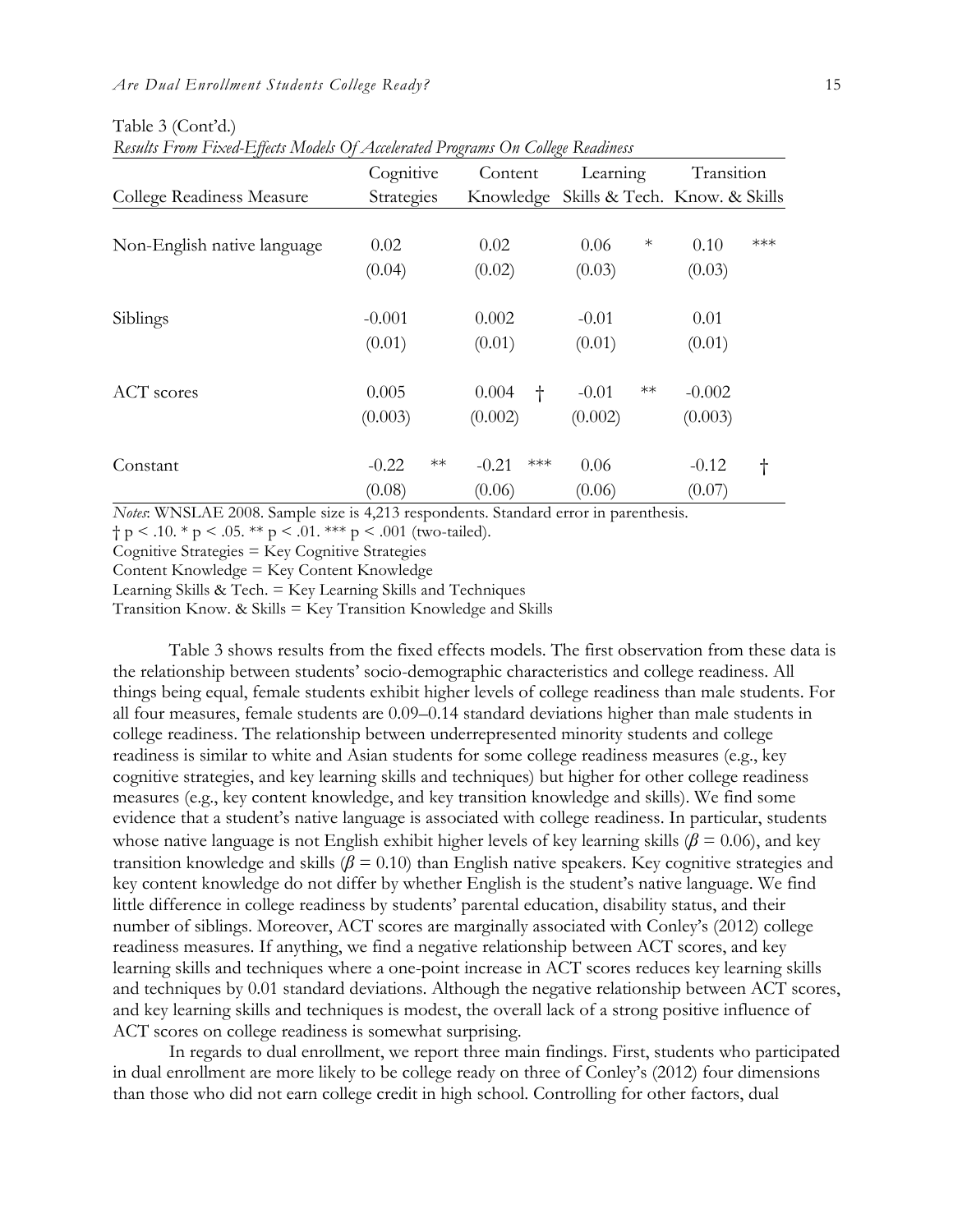Table 3 (Cont'd.)

*Results From Fixed-Effects Models Of Accelerated Programs On College Readiness*

| College Readiness Measure | Cognitive Strategies | | Content Knowledge | | Learning Skills & Tech. | | Transition Know. & Skills | |
|---|---|---|---|---|---|---|---|---|
| Non-English native language | 0.02 | | 0.02 | | 0.06 | * | 0.10 | *** |
| | (0.04) | | (0.02) | | (0.03) | | (0.03) | |
| Siblings | -0.001 | | 0.002 | | -0.01 | | 0.01 | |
| | (0.01) | | (0.01) | | (0.01) | | (0.01) | |
| ACT scores | 0.005 | | 0.004 | † | -0.01 | ** | -0.002 | |
| | (0.003) | | (0.002) | | (0.002) | | (0.003) | |
| Constant | -0.22 | ** | -0.21 | *** | 0.06 | | -0.12 | † |
| | (0.08) | | (0.06) | | (0.06) | | (0.07) | |

*Notes*: WNSLAE 2008. Sample size is 4,213 respondents. Standard error in parenthesis.

† p < .10. * p < .05. ** p < .01. *** p < .001 (two-tailed).

Cognitive Strategies = Key Cognitive Strategies

Content Knowledge = Key Content Knowledge

Learning Skills & Tech. = Key Learning Skills and Techniques

Transition Know. & Skills = Key Transition Knowledge and Skills

Table 3 shows results from the fixed effects models. The first observation from these data is the relationship between students' socio-demographic characteristics and college readiness. All things being equal, female students exhibit higher levels of college readiness than male students. For all four measures, female students are 0.09–0.14 standard deviations higher than male students in college readiness. The relationship between underrepresented minority students and college readiness is similar to white and Asian students for some college readiness measures (e.g., key cognitive strategies, and key learning skills and techniques) but higher for other college readiness measures (e.g., key content knowledge, and key transition knowledge and skills). We find some evidence that a student's native language is associated with college readiness. In particular, students whose native language is not English exhibit higher levels of key learning skills ($\beta = 0.06$), and key transition knowledge and skills ($\beta = 0.10$) than English native speakers. Key cognitive strategies and key content knowledge do not differ by whether English is the student's native language. We find little difference in college readiness by students' parental education, disability status, and their number of siblings. Moreover, ACT scores are marginally associated with Conley's (2012) college readiness measures. If anything, we find a negative relationship between ACT scores, and key learning skills and techniques where a one-point increase in ACT scores reduces key learning skills and techniques by 0.01 standard deviations. Although the negative relationship between ACT scores, and key learning skills and techniques is modest, the overall lack of a strong positive influence of ACT scores on college readiness is somewhat surprising.

In regards to dual enrollment, we report three main findings. First, students who participated in dual enrollment are more likely to be college ready on three of Conley's (2012) four dimensions than those who did not earn college credit in high school. Controlling for other factors, dual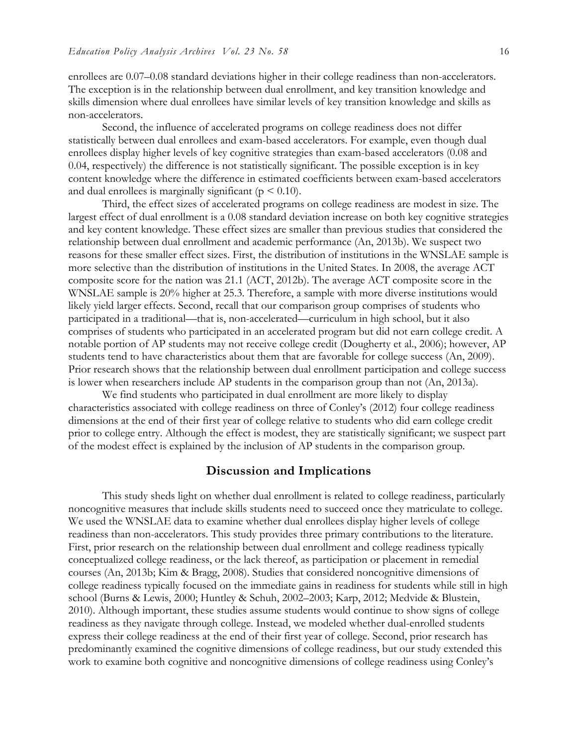enrollees are 0.07–0.08 standard deviations higher in their college readiness than non-accelerators. The exception is in the relationship between dual enrollment, and key transition knowledge and skills dimension where dual enrollees have similar levels of key transition knowledge and skills as non-accelerators.

Second, the influence of accelerated programs on college readiness does not differ statistically between dual enrollees and exam-based accelerators. For example, even though dual enrollees display higher levels of key cognitive strategies than exam-based accelerators (0.08 and 0.04, respectively) the difference is not statistically significant. The possible exception is in key content knowledge where the difference in estimated coefficients between exam-based accelerators and dual enrollees is marginally significant ($p < 0.10$).

Third, the effect sizes of accelerated programs on college readiness are modest in size. The largest effect of dual enrollment is a 0.08 standard deviation increase on both key cognitive strategies and key content knowledge. These effect sizes are smaller than previous studies that considered the relationship between dual enrollment and academic performance (An, 2013b). We suspect two reasons for these smaller effect sizes. First, the distribution of institutions in the WNSLAE sample is more selective than the distribution of institutions in the United States. In 2008, the average ACT composite score for the nation was 21.1 (ACT, 2012b). The average ACT composite score in the WNSLAE sample is 20% higher at 25.3. Therefore, a sample with more diverse institutions would likely yield larger effects. Second, recall that our comparison group comprises of students who participated in a traditional—that is, non-accelerated—curriculum in high school, but it also comprises of students who participated in an accelerated program but did not earn college credit. A notable portion of AP students may not receive college credit (Dougherty et al., 2006); however, AP students tend to have characteristics about them that are favorable for college success (An, 2009). Prior research shows that the relationship between dual enrollment participation and college success is lower when researchers include AP students in the comparison group than not (An, 2013a).

We find students who participated in dual enrollment are more likely to display characteristics associated with college readiness on three of Conley's (2012) four college readiness dimensions at the end of their first year of college relative to students who did earn college credit prior to college entry. Although the effect is modest, they are statistically significant; we suspect part of the modest effect is explained by the inclusion of AP students in the comparison group.

## Discussion and Implications

This study sheds light on whether dual enrollment is related to college readiness, particularly noncognitive measures that include skills students need to succeed once they matriculate to college. We used the WNSLAE data to examine whether dual enrollees display higher levels of college readiness than non-accelerators. This study provides three primary contributions to the literature. First, prior research on the relationship between dual enrollment and college readiness typically conceptualized college readiness, or the lack thereof, as participation or placement in remedial courses (An, 2013b; Kim & Bragg, 2008). Studies that considered noncognitive dimensions of college readiness typically focused on the immediate gains in readiness for students while still in high school (Burns & Lewis, 2000; Huntley & Schuh, 2002–2003; Karp, 2012; Medvide & Blustein, 2010). Although important, these studies assume students would continue to show signs of college readiness as they navigate through college. Instead, we modeled whether dual-enrolled students express their college readiness at the end of their first year of college. Second, prior research has predominantly examined the cognitive dimensions of college readiness, but our study extended this work to examine both cognitive and noncognitive dimensions of college readiness using Conley's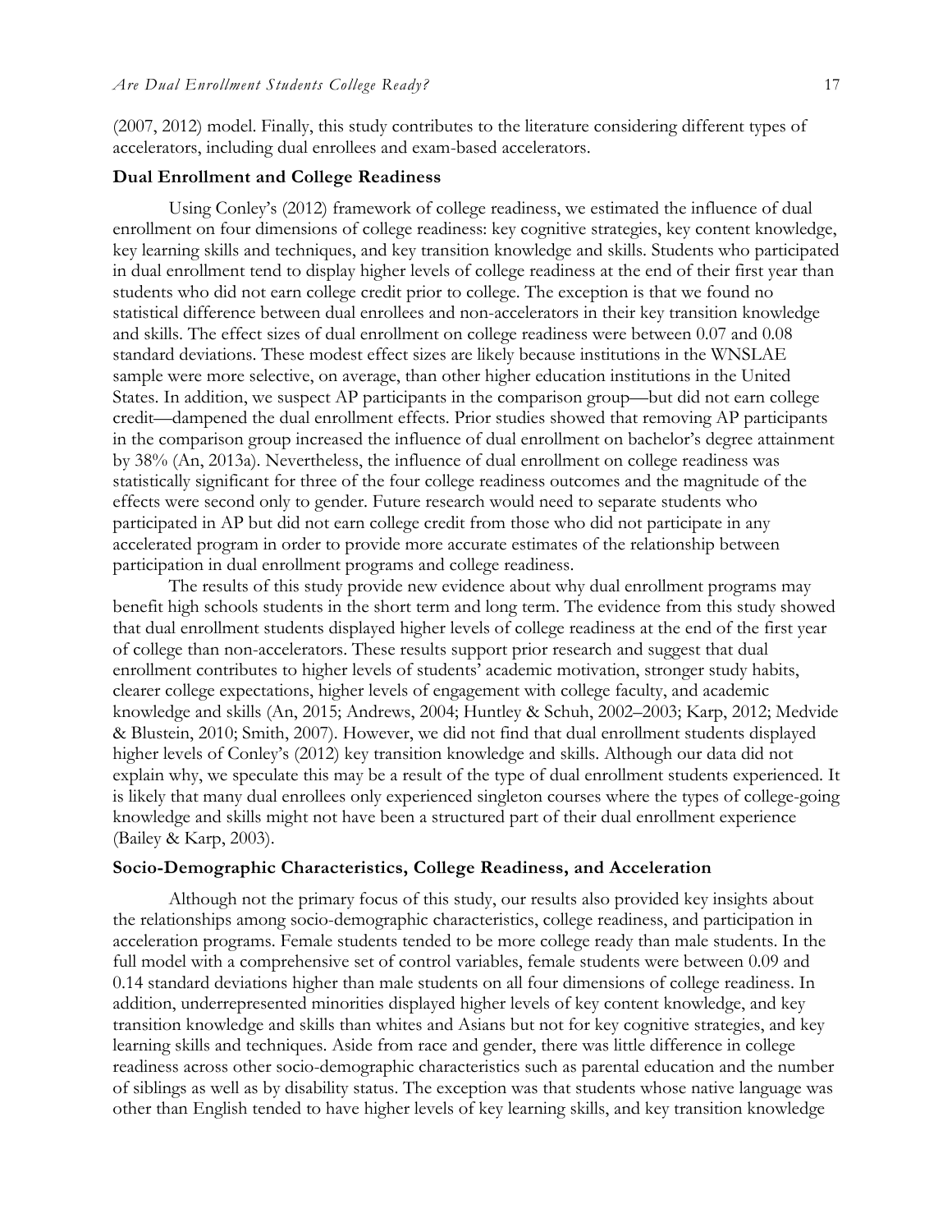(2007, 2012) model. Finally, this study contributes to the literature considering different types of accelerators, including dual enrollees and exam-based accelerators.

### Dual Enrollment and College Readiness

Using Conley's (2012) framework of college readiness, we estimated the influence of dual enrollment on four dimensions of college readiness: key cognitive strategies, key content knowledge, key learning skills and techniques, and key transition knowledge and skills. Students who participated in dual enrollment tend to display higher levels of college readiness at the end of their first year than students who did not earn college credit prior to college. The exception is that we found no statistical difference between dual enrollees and non-accelerators in their key transition knowledge and skills. The effect sizes of dual enrollment on college readiness were between 0.07 and 0.08 standard deviations. These modest effect sizes are likely because institutions in the WNSLAE sample were more selective, on average, than other higher education institutions in the United States. In addition, we suspect AP participants in the comparison group—but did not earn college credit—dampened the dual enrollment effects. Prior studies showed that removing AP participants in the comparison group increased the influence of dual enrollment on bachelor's degree attainment by 38% (An, 2013a). Nevertheless, the influence of dual enrollment on college readiness was statistically significant for three of the four college readiness outcomes and the magnitude of the effects were second only to gender. Future research would need to separate students who participated in AP but did not earn college credit from those who did not participate in any accelerated program in order to provide more accurate estimates of the relationship between participation in dual enrollment programs and college readiness.

The results of this study provide new evidence about why dual enrollment programs may benefit high schools students in the short term and long term. The evidence from this study showed that dual enrollment students displayed higher levels of college readiness at the end of the first year of college than non-accelerators. These results support prior research and suggest that dual enrollment contributes to higher levels of students' academic motivation, stronger study habits, clearer college expectations, higher levels of engagement with college faculty, and academic knowledge and skills (An, 2015; Andrews, 2004; Huntley & Schuh, 2002–2003; Karp, 2012; Medvide & Blustein, 2010; Smith, 2007). However, we did not find that dual enrollment students displayed higher levels of Conley's (2012) key transition knowledge and skills. Although our data did not explain why, we speculate this may be a result of the type of dual enrollment students experienced. It is likely that many dual enrollees only experienced singleton courses where the types of college-going knowledge and skills might not have been a structured part of their dual enrollment experience (Bailey & Karp, 2003).

### Socio-Demographic Characteristics, College Readiness, and Acceleration

Although not the primary focus of this study, our results also provided key insights about the relationships among socio-demographic characteristics, college readiness, and participation in acceleration programs. Female students tended to be more college ready than male students. In the full model with a comprehensive set of control variables, female students were between 0.09 and 0.14 standard deviations higher than male students on all four dimensions of college readiness. In addition, underrepresented minorities displayed higher levels of key content knowledge, and key transition knowledge and skills than whites and Asians but not for key cognitive strategies, and key learning skills and techniques. Aside from race and gender, there was little difference in college readiness across other socio-demographic characteristics such as parental education and the number of siblings as well as by disability status. The exception was that students whose native language was other than English tended to have higher levels of key learning skills, and key transition knowledge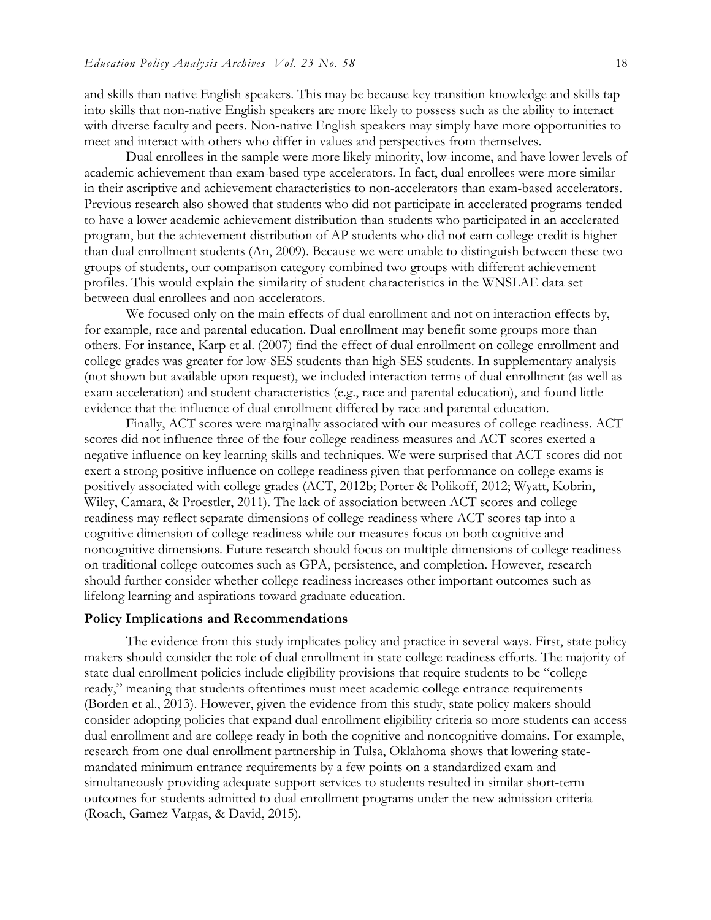and skills than native English speakers. This may be because key transition knowledge and skills tap into skills that non-native English speakers are more likely to possess such as the ability to interact with diverse faculty and peers. Non-native English speakers may simply have more opportunities to meet and interact with others who differ in values and perspectives from themselves.

Dual enrollees in the sample were more likely minority, low-income, and have lower levels of academic achievement than exam-based type accelerators. In fact, dual enrollees were more similar in their ascriptive and achievement characteristics to non-accelerators than exam-based accelerators. Previous research also showed that students who did not participate in accelerated programs tended to have a lower academic achievement distribution than students who participated in an accelerated program, but the achievement distribution of AP students who did not earn college credit is higher than dual enrollment students (An, 2009). Because we were unable to distinguish between these two groups of students, our comparison category combined two groups with different achievement profiles. This would explain the similarity of student characteristics in the WNSLAE data set between dual enrollees and non-accelerators.

We focused only on the main effects of dual enrollment and not on interaction effects by, for example, race and parental education. Dual enrollment may benefit some groups more than others. For instance, Karp et al. (2007) find the effect of dual enrollment on college enrollment and college grades was greater for low-SES students than high-SES students. In supplementary analysis (not shown but available upon request), we included interaction terms of dual enrollment (as well as exam acceleration) and student characteristics (e.g., race and parental education), and found little evidence that the influence of dual enrollment differed by race and parental education.

Finally, ACT scores were marginally associated with our measures of college readiness. ACT scores did not influence three of the four college readiness measures and ACT scores exerted a negative influence on key learning skills and techniques. We were surprised that ACT scores did not exert a strong positive influence on college readiness given that performance on college exams is positively associated with college grades (ACT, 2012b; Porter & Polikoff, 2012; Wyatt, Kobrin, Wiley, Camara, & Proestler, 2011). The lack of association between ACT scores and college readiness may reflect separate dimensions of college readiness where ACT scores tap into a cognitive dimension of college readiness while our measures focus on both cognitive and noncognitive dimensions. Future research should focus on multiple dimensions of college readiness on traditional college outcomes such as GPA, persistence, and completion. However, research should further consider whether college readiness increases other important outcomes such as lifelong learning and aspirations toward graduate education.

### Policy Implications and Recommendations

The evidence from this study implicates policy and practice in several ways. First, state policy makers should consider the role of dual enrollment in state college readiness efforts. The majority of state dual enrollment policies include eligibility provisions that require students to be "college ready," meaning that students oftentimes must meet academic college entrance requirements (Borden et al., 2013). However, given the evidence from this study, state policy makers should consider adopting policies that expand dual enrollment eligibility criteria so more students can access dual enrollment and are college ready in both the cognitive and noncognitive domains. For example, research from one dual enrollment partnership in Tulsa, Oklahoma shows that lowering state-mandated minimum entrance requirements by a few points on a standardized exam and simultaneously providing adequate support services to students resulted in similar short-term outcomes for students admitted to dual enrollment programs under the new admission criteria (Roach, Gamez Vargas, & David, 2015).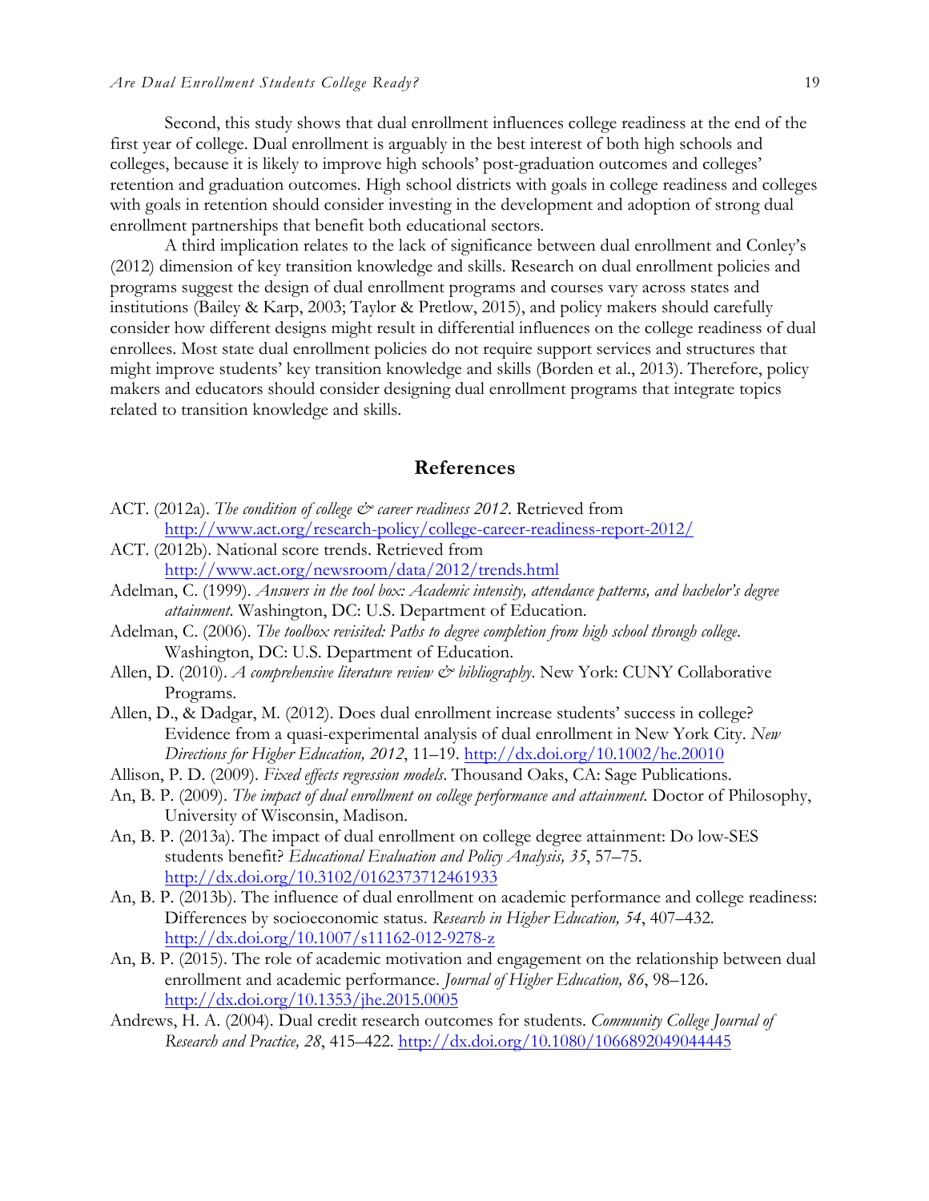Second, this study shows that dual enrollment influences college readiness at the end of the first year of college. Dual enrollment is arguably in the best interest of both high schools and colleges, because it is likely to improve high schools' post-graduation outcomes and colleges' retention and graduation outcomes. High school districts with goals in college readiness and colleges with goals in retention should consider investing in the development and adoption of strong dual enrollment partnerships that benefit both educational sectors.

A third implication relates to the lack of significance between dual enrollment and Conley's (2012) dimension of key transition knowledge and skills. Research on dual enrollment policies and programs suggest the design of dual enrollment programs and courses vary across states and institutions (Bailey & Karp, 2003; Taylor & Pretlow, 2015), and policy makers should carefully consider how different designs might result in differential influences on the college readiness of dual enrollees. Most state dual enrollment policies do not require support services and structures that might improve students' key transition knowledge and skills (Borden et al., 2013). Therefore, policy makers and educators should consider designing dual enrollment programs that integrate topics related to transition knowledge and skills.

## References

ACT. (2012a). *The condition of college & career readiness 2012*. Retrieved from http://www.act.org/research-policy/college-career-readiness-report-2012/

ACT. (2012b). National score trends. Retrieved from http://www.act.org/newsroom/data/2012/trends.html

Adelman, C. (1999). *Answers in the tool box: Academic intensity, attendance patterns, and bachelor's degree attainment*. Washington, DC: U.S. Department of Education.

Adelman, C. (2006). *The toolbox revisited: Paths to degree completion from high school through college*. Washington, DC: U.S. Department of Education.

Allen, D. (2010). *A comprehensive literature review & bibliography*. New York: CUNY Collaborative Programs.

Allen, D., & Dadgar, M. (2012). Does dual enrollment increase students' success in college? Evidence from a quasi-experimental analysis of dual enrollment in New York City. *New Directions for Higher Education, 2012*, 11–19. http://dx.doi.org/10.1002/he.20010

Allison, P. D. (2009). *Fixed effects regression models*. Thousand Oaks, CA: Sage Publications.

An, B. P. (2009). *The impact of dual enrollment on college performance and attainment*. Doctor of Philosophy, University of Wisconsin, Madison.

An, B. P. (2013a). The impact of dual enrollment on college degree attainment: Do low-SES students benefit? *Educational Evaluation and Policy Analysis, 35*, 57–75. http://dx.doi.org/10.3102/0162373712461933

An, B. P. (2013b). The influence of dual enrollment on academic performance and college readiness: Differences by socioeconomic status. *Research in Higher Education, 54*, 407–432. http://dx.doi.org/10.1007/s11162-012-9278-z

An, B. P. (2015). The role of academic motivation and engagement on the relationship between dual enrollment and academic performance. *Journal of Higher Education, 86*, 98–126. http://dx.doi.org/10.1353/jhe.2015.0005

Andrews, H. A. (2004). Dual credit research outcomes for students. *Community College Journal of Research and Practice, 28*, 415–422. http://dx.doi.org/10.1080/1066892049044445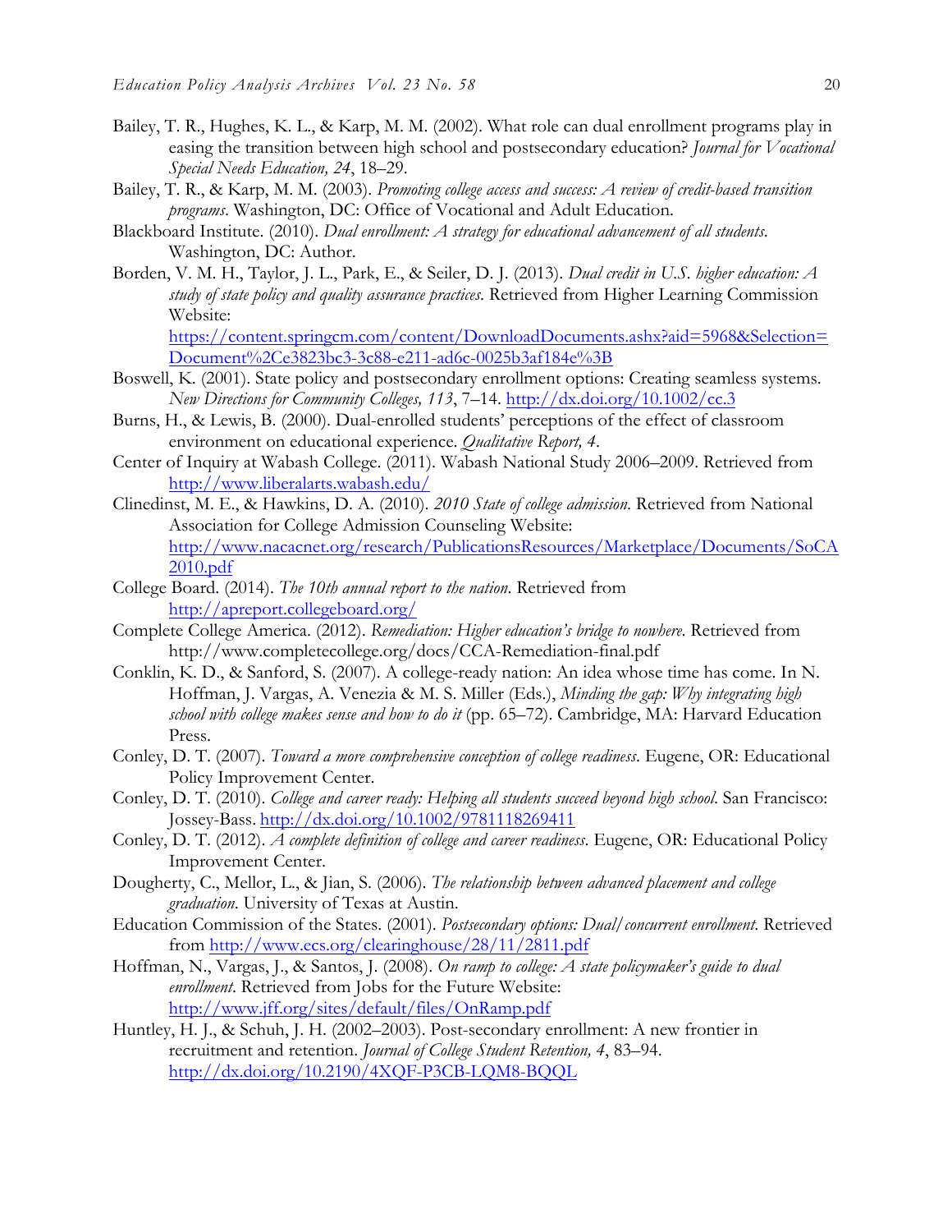Bailey, T. R., Hughes, K. L., & Karp, M. M. (2002). What role can dual enrollment programs play in easing the transition between high school and postsecondary education? *Journal for Vocational Special Needs Education, 24*, 18–29.

Bailey, T. R., & Karp, M. M. (2003). *Promoting college access and success: A review of credit-based transition programs*. Washington, DC: Office of Vocational and Adult Education.

Blackboard Institute. (2010). *Dual enrollment: A strategy for educational advancement of all students*. Washington, DC: Author.

Borden, V. M. H., Taylor, J. L., Park, E., & Seiler, D. J. (2013). *Dual credit in U.S. higher education: A study of state policy and quality assurance practices*. Retrieved from Higher Learning Commission Website: https://content.springcm.com/content/DownloadDocuments.ashx?aid=5968&Selection=Document%2Ce3823bc3-3c88-e211-ad6c-0025b3af184e%3B

Boswell, K. (2001). State policy and postsecondary enrollment options: Creating seamless systems. *New Directions for Community Colleges, 113*, 7–14. http://dx.doi.org/10.1002/cc.3

Burns, H., & Lewis, B. (2000). Dual-enrolled students' perceptions of the effect of classroom environment on educational experience. *Qualitative Report, 4*.

Center of Inquiry at Wabash College. (2011). Wabash National Study 2006–2009. Retrieved from http://www.liberalarts.wabash.edu/

Clinedinst, M. E., & Hawkins, D. A. (2010). *2010 State of college admission*. Retrieved from National Association for College Admission Counseling Website: http://www.nacacnet.org/research/PublicationsResources/Marketplace/Documents/SoCA2010.pdf

College Board. (2014). *The 10th annual report to the nation*. Retrieved from http://apreport.collegeboard.org/

Complete College America. (2012). *Remediation: Higher education's bridge to nowhere*. Retrieved from http://www.completecollege.org/docs/CCA-Remediation-final.pdf

Conklin, K. D., & Sanford, S. (2007). A college-ready nation: An idea whose time has come. In N. Hoffman, J. Vargas, A. Venezia & M. S. Miller (Eds.), *Minding the gap: Why integrating high school with college makes sense and how to do it* (pp. 65–72). Cambridge, MA: Harvard Education Press.

Conley, D. T. (2007). *Toward a more comprehensive conception of college readiness*. Eugene, OR: Educational Policy Improvement Center.

Conley, D. T. (2010). *College and career ready: Helping all students succeed beyond high school*. San Francisco: Jossey-Bass. http://dx.doi.org/10.1002/9781118269411

Conley, D. T. (2012). *A complete definition of college and career readiness*. Eugene, OR: Educational Policy Improvement Center.

Dougherty, C., Mellor, L., & Jian, S. (2006). *The relationship between advanced placement and college graduation*. University of Texas at Austin.

Education Commission of the States. (2001). *Postsecondary options: Dual/concurrent enrollment*. Retrieved from http://www.ecs.org/clearinghouse/28/11/2811.pdf

Hoffman, N., Vargas, J., & Santos, J. (2008). *On ramp to college: A state policymaker's guide to dual enrollment*. Retrieved from Jobs for the Future Website: http://www.jff.org/sites/default/files/OnRamp.pdf

Huntley, H. J., & Schuh, J. H. (2002–2003). Post-secondary enrollment: A new frontier in recruitment and retention. *Journal of College Student Retention, 4*, 83–94. http://dx.doi.org/10.2190/4XQF-P3CB-LQM8-BQQL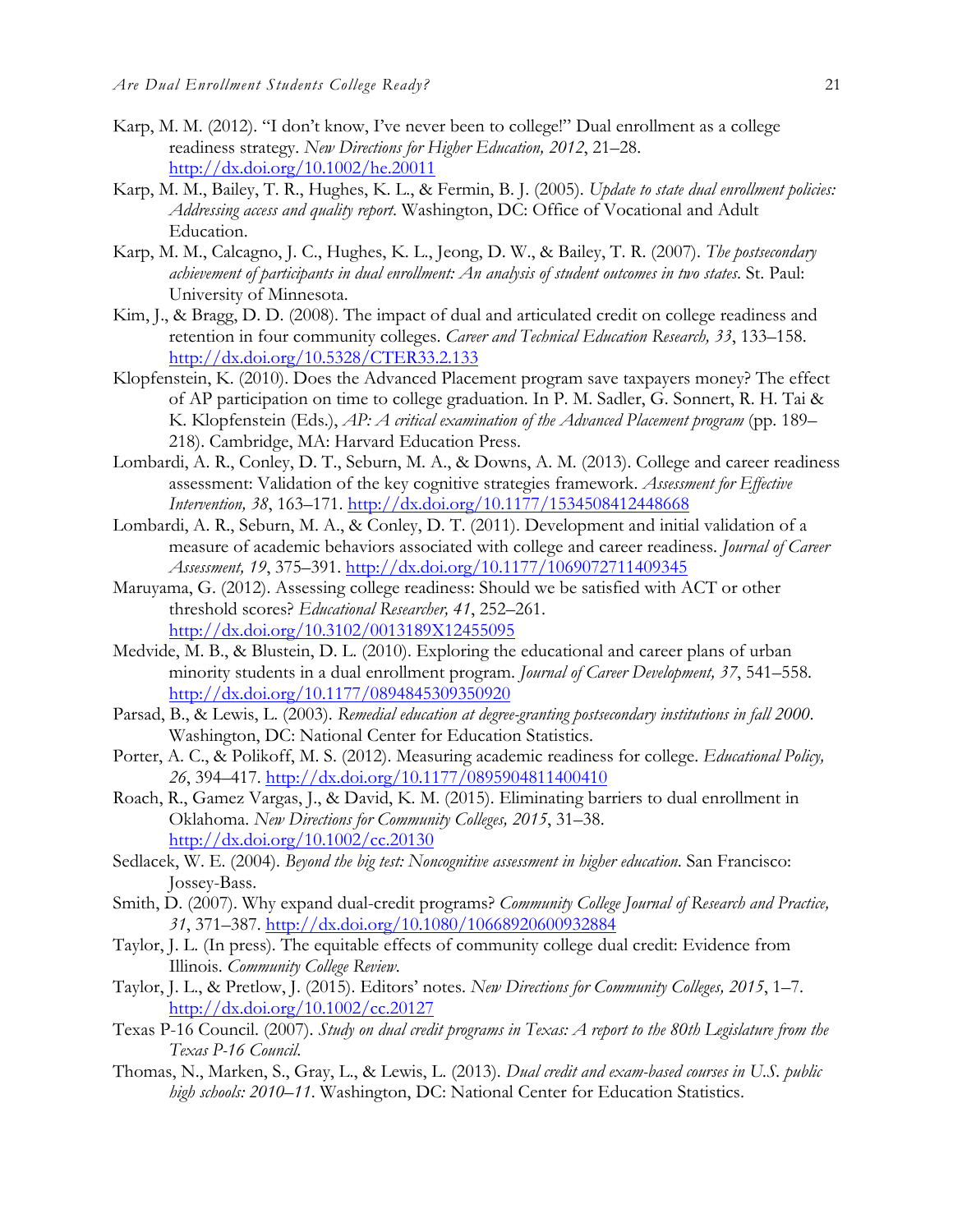Karp, M. M. (2012). "I don't know, I've never been to college!" Dual enrollment as a college readiness strategy. *New Directions for Higher Education, 2012*, 21–28. http://dx.doi.org/10.1002/he.20011

Karp, M. M., Bailey, T. R., Hughes, K. L., & Fermin, B. J. (2005). *Update to state dual enrollment policies: Addressing access and quality report*. Washington, DC: Office of Vocational and Adult Education.

Karp, M. M., Calcagno, J. C., Hughes, K. L., Jeong, D. W., & Bailey, T. R. (2007). *The postsecondary achievement of participants in dual enrollment: An analysis of student outcomes in two states*. St. Paul: University of Minnesota.

Kim, J., & Bragg, D. D. (2008). The impact of dual and articulated credit on college readiness and retention in four community colleges. *Career and Technical Education Research, 33*, 133–158. http://dx.doi.org/10.5328/CTER33.2.133

Klopfenstein, K. (2010). Does the Advanced Placement program save taxpayers money? The effect of AP participation on time to college graduation. In P. M. Sadler, G. Sonnert, R. H. Tai & K. Klopfenstein (Eds.), *AP: A critical examination of the Advanced Placement program* (pp. 189–218). Cambridge, MA: Harvard Education Press.

Lombardi, A. R., Conley, D. T., Seburn, M. A., & Downs, A. M. (2013). College and career readiness assessment: Validation of the key cognitive strategies framework. *Assessment for Effective Intervention, 38*, 163–171. http://dx.doi.org/10.1177/1534508412448668

Lombardi, A. R., Seburn, M. A., & Conley, D. T. (2011). Development and initial validation of a measure of academic behaviors associated with college and career readiness. *Journal of Career Assessment, 19*, 375–391. http://dx.doi.org/10.1177/1069072711409345

Maruyama, G. (2012). Assessing college readiness: Should we be satisfied with ACT or other threshold scores? *Educational Researcher, 41*, 252–261. http://dx.doi.org/10.3102/0013189X12455095

Medvide, M. B., & Blustein, D. L. (2010). Exploring the educational and career plans of urban minority students in a dual enrollment program. *Journal of Career Development, 37*, 541–558. http://dx.doi.org/10.1177/0894845309350920

Parsad, B., & Lewis, L. (2003). *Remedial education at degree-granting postsecondary institutions in fall 2000*. Washington, DC: National Center for Education Statistics.

Porter, A. C., & Polikoff, M. S. (2012). Measuring academic readiness for college. *Educational Policy, 26*, 394–417. http://dx.doi.org/10.1177/0895904811400410

Roach, R., Gamez Vargas, J., & David, K. M. (2015). Eliminating barriers to dual enrollment in Oklahoma. *New Directions for Community Colleges, 2015*, 31–38. http://dx.doi.org/10.1002/cc.20130

Sedlacek, W. E. (2004). *Beyond the big test: Noncognitive assessment in higher education*. San Francisco: Jossey-Bass.

Smith, D. (2007). Why expand dual-credit programs? *Community College Journal of Research and Practice, 31*, 371–387. http://dx.doi.org/10.1080/10668920600932884

Taylor, J. L. (In press). The equitable effects of community college dual credit: Evidence from Illinois. *Community College Review*.

Taylor, J. L., & Pretlow, J. (2015). Editors' notes. *New Directions for Community Colleges, 2015*, 1–7. http://dx.doi.org/10.1002/cc.20127

Texas P-16 Council. (2007). *Study on dual credit programs in Texas: A report to the 80th Legislature from the Texas P-16 Council*.

Thomas, N., Marken, S., Gray, L., & Lewis, L. (2013). *Dual credit and exam-based courses in U.S. public high schools: 2010–11*. Washington, DC: National Center for Education Statistics.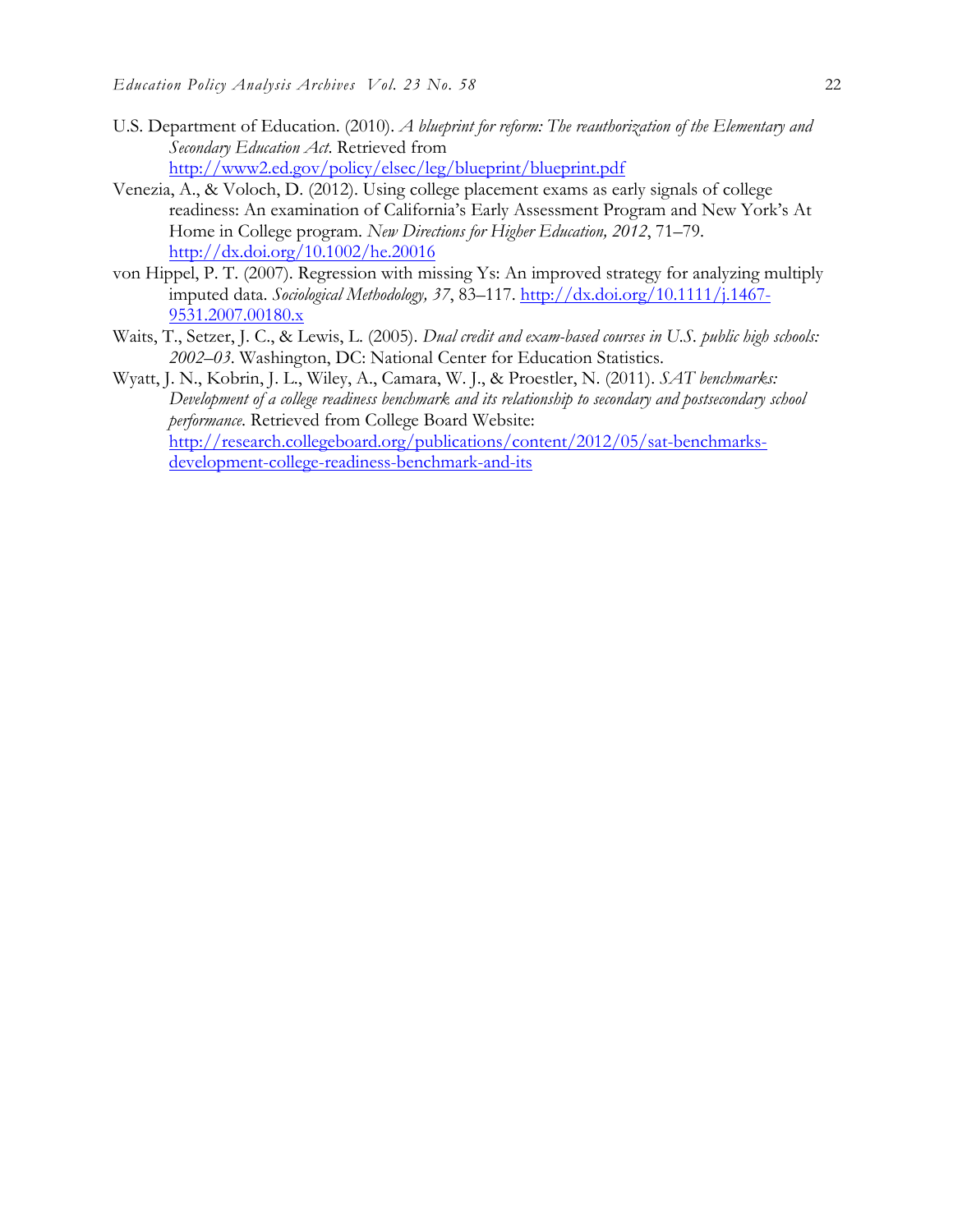U.S. Department of Education. (2010). *A blueprint for reform: The reauthorization of the Elementary and Secondary Education Act*. Retrieved from http://www2.ed.gov/policy/elsec/leg/blueprint/blueprint.pdf

Venezia, A., & Voloch, D. (2012). Using college placement exams as early signals of college readiness: An examination of California's Early Assessment Program and New York's At Home in College program. *New Directions for Higher Education, 2012*, 71–79. http://dx.doi.org/10.1002/he.20016

von Hippel, P. T. (2007). Regression with missing Ys: An improved strategy for analyzing multiply imputed data. *Sociological Methodology, 37*, 83–117. http://dx.doi.org/10.1111/j.1467-9531.2007.00180.x

Waits, T., Setzer, J. C., & Lewis, L. (2005). *Dual credit and exam-based courses in U.S. public high schools: 2002–03*. Washington, DC: National Center for Education Statistics.

Wyatt, J. N., Kobrin, J. L., Wiley, A., Camara, W. J., & Proestler, N. (2011). *SAT benchmarks: Development of a college readiness benchmark and its relationship to secondary and postsecondary school performance*. Retrieved from College Board Website: http://research.collegeboard.org/publications/content/2012/05/sat-benchmarks-development-college-readiness-benchmark-and-its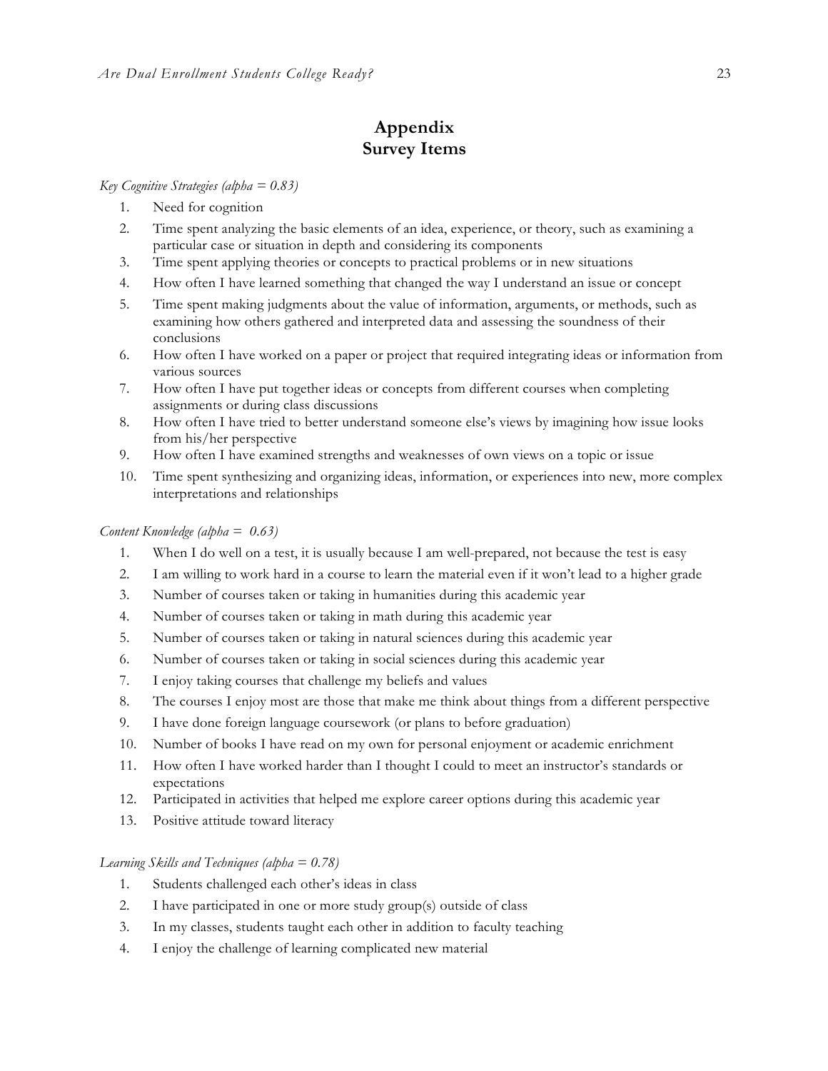# Appendix
## Survey Items

*Key Cognitive Strategies (alpha = 0.83)*

1. Need for cognition
2. Time spent analyzing the basic elements of an idea, experience, or theory, such as examining a particular case or situation in depth and considering its components
3. Time spent applying theories or concepts to practical problems or in new situations
4. How often I have learned something that changed the way I understand an issue or concept
5. Time spent making judgments about the value of information, arguments, or methods, such as examining how others gathered and interpreted data and assessing the soundness of their conclusions
6. How often I have worked on a paper or project that required integrating ideas or information from various sources
7. How often I have put together ideas or concepts from different courses when completing assignments or during class discussions
8. How often I have tried to better understand someone else's views by imagining how issue looks from his/her perspective
9. How often I have examined strengths and weaknesses of own views on a topic or issue
10. Time spent synthesizing and organizing ideas, information, or experiences into new, more complex interpretations and relationships

*Content Knowledge (alpha = 0.63)*

1. When I do well on a test, it is usually because I am well-prepared, not because the test is easy
2. I am willing to work hard in a course to learn the material even if it won't lead to a higher grade
3. Number of courses taken or taking in humanities during this academic year
4. Number of courses taken or taking in math during this academic year
5. Number of courses taken or taking in natural sciences during this academic year
6. Number of courses taken or taking in social sciences during this academic year
7. I enjoy taking courses that challenge my beliefs and values
8. The courses I enjoy most are those that make me think about things from a different perspective
9. I have done foreign language coursework (or plans to before graduation)
10. Number of books I have read on my own for personal enjoyment or academic enrichment
11. How often I have worked harder than I thought I could to meet an instructor's standards or expectations
12. Participated in activities that helped me explore career options during this academic year
13. Positive attitude toward literacy

*Learning Skills and Techniques (alpha = 0.78)*

1. Students challenged each other's ideas in class
2. I have participated in one or more study group(s) outside of class
3. In my classes, students taught each other in addition to faculty teaching
4. I enjoy the challenge of learning complicated new material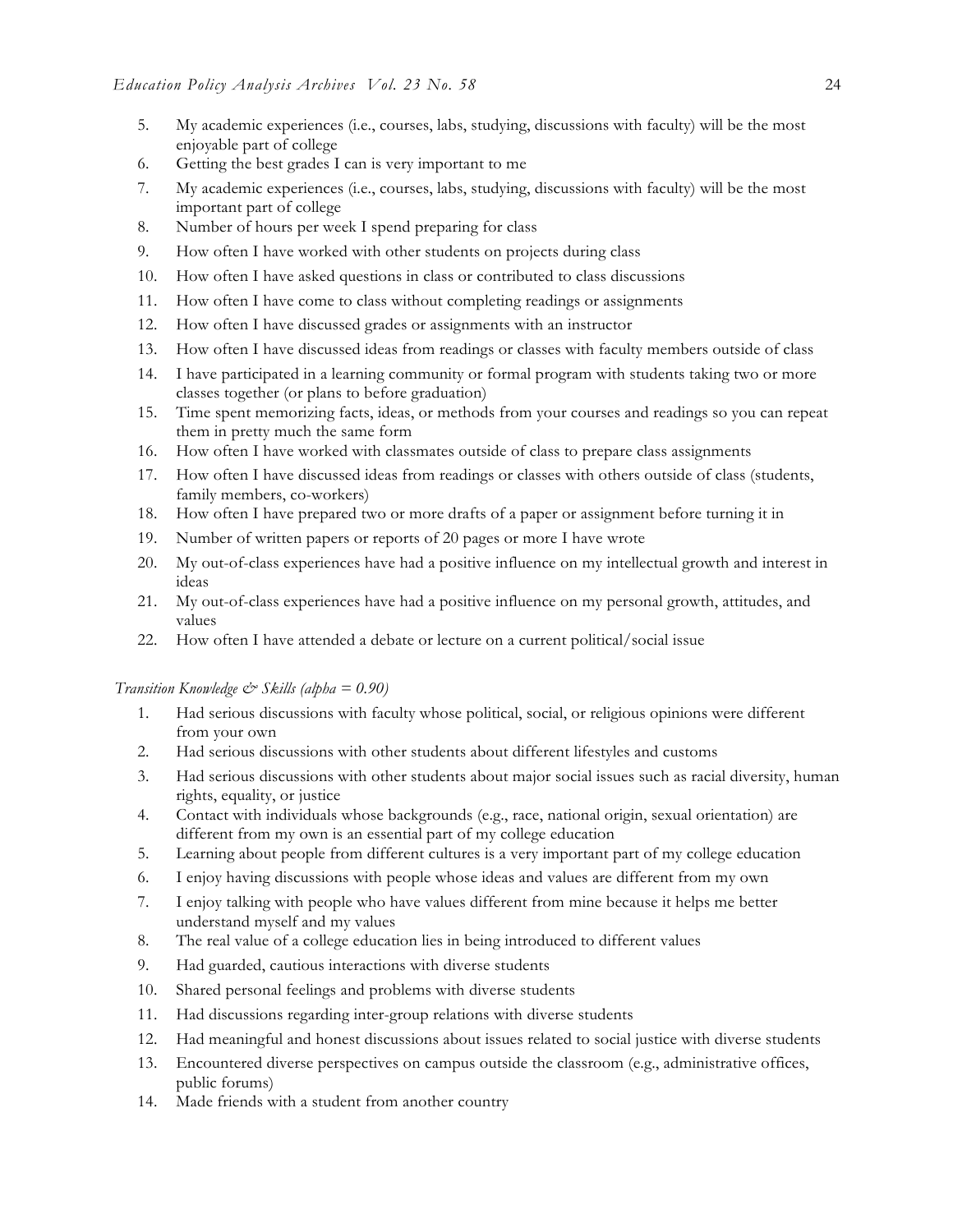5. My academic experiences (i.e., courses, labs, studying, discussions with faculty) will be the most enjoyable part of college
6. Getting the best grades I can is very important to me
7. My academic experiences (i.e., courses, labs, studying, discussions with faculty) will be the most important part of college
8. Number of hours per week I spend preparing for class
9. How often I have worked with other students on projects during class
10. How often I have asked questions in class or contributed to class discussions
11. How often I have come to class without completing readings or assignments
12. How often I have discussed grades or assignments with an instructor
13. How often I have discussed ideas from readings or classes with faculty members outside of class
14. I have participated in a learning community or formal program with students taking two or more classes together (or plans to before graduation)
15. Time spent memorizing facts, ideas, or methods from your courses and readings so you can repeat them in pretty much the same form
16. How often I have worked with classmates outside of class to prepare class assignments
17. How often I have discussed ideas from readings or classes with others outside of class (students, family members, co-workers)
18. How often I have prepared two or more drafts of a paper or assignment before turning it in
19. Number of written papers or reports of 20 pages or more I have wrote
20. My out-of-class experiences have had a positive influence on my intellectual growth and interest in ideas
21. My out-of-class experiences have had a positive influence on my personal growth, attitudes, and values
22. How often I have attended a debate or lecture on a current political/social issue

*Transition Knowledge & Skills (alpha = 0.90)*

1. Had serious discussions with faculty whose political, social, or religious opinions were different from your own
2. Had serious discussions with other students about different lifestyles and customs
3. Had serious discussions with other students about major social issues such as racial diversity, human rights, equality, or justice
4. Contact with individuals whose backgrounds (e.g., race, national origin, sexual orientation) are different from my own is an essential part of my college education
5. Learning about people from different cultures is a very important part of my college education
6. I enjoy having discussions with people whose ideas and values are different from my own
7. I enjoy talking with people who have values different from mine because it helps me better understand myself and my values
8. The real value of a college education lies in being introduced to different values
9. Had guarded, cautious interactions with diverse students
10. Shared personal feelings and problems with diverse students
11. Had discussions regarding inter-group relations with diverse students
12. Had meaningful and honest discussions about issues related to social justice with diverse students
13. Encountered diverse perspectives on campus outside the classroom (e.g., administrative offices, public forums)
14. Made friends with a student from another country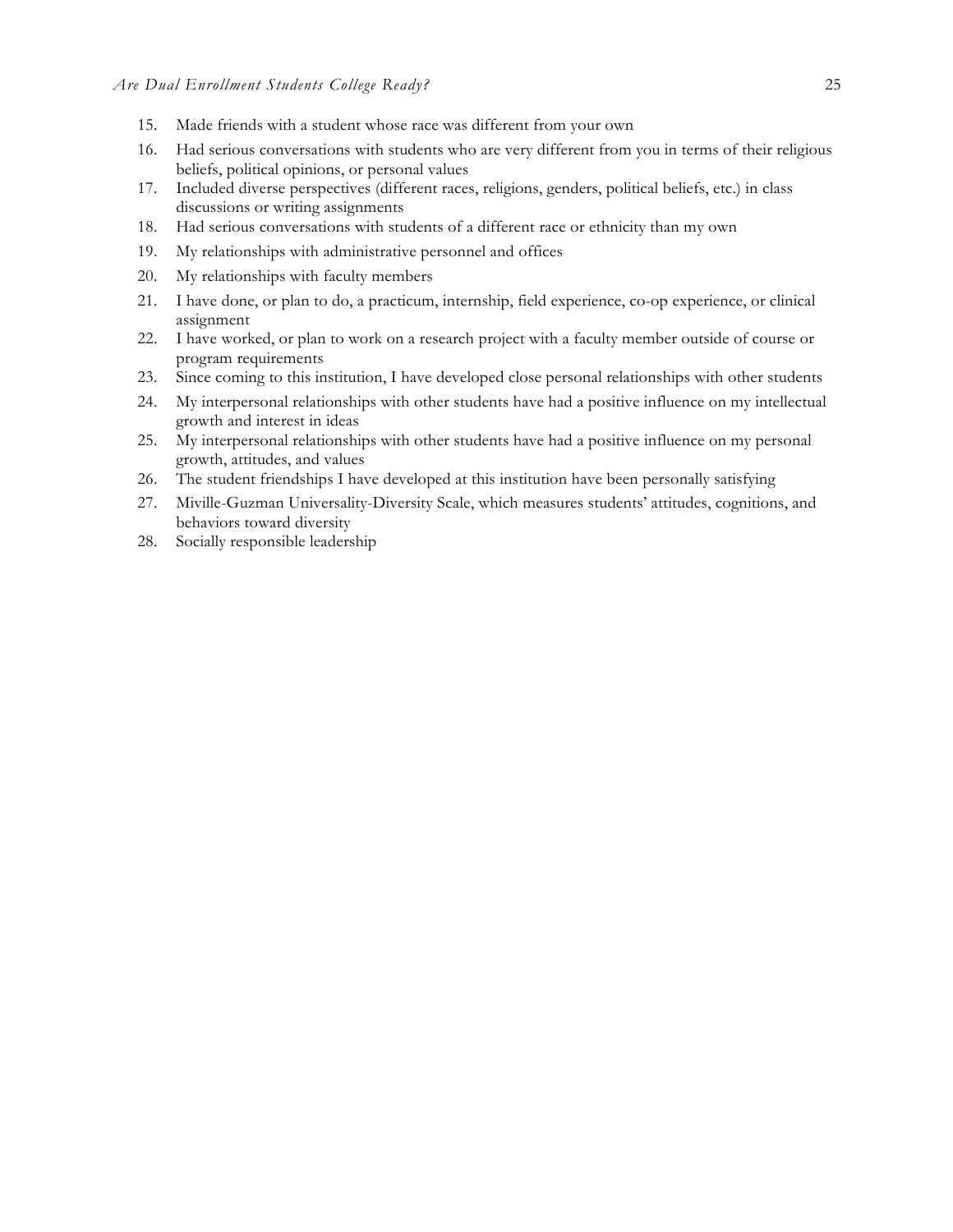15. Made friends with a student whose race was different from your own
16. Had serious conversations with students who are very different from you in terms of their religious beliefs, political opinions, or personal values
17. Included diverse perspectives (different races, religions, genders, political beliefs, etc.) in class discussions or writing assignments
18. Had serious conversations with students of a different race or ethnicity than my own
19. My relationships with administrative personnel and offices
20. My relationships with faculty members
21. I have done, or plan to do, a practicum, internship, field experience, co-op experience, or clinical assignment
22. I have worked, or plan to work on a research project with a faculty member outside of course or program requirements
23. Since coming to this institution, I have developed close personal relationships with other students
24. My interpersonal relationships with other students have had a positive influence on my intellectual growth and interest in ideas
25. My interpersonal relationships with other students have had a positive influence on my personal growth, attitudes, and values
26. The student friendships I have developed at this institution have been personally satisfying
27. Miville-Guzman Universality-Diversity Scale, which measures students' attitudes, cognitions, and behaviors toward diversity
28. Socially responsible leadership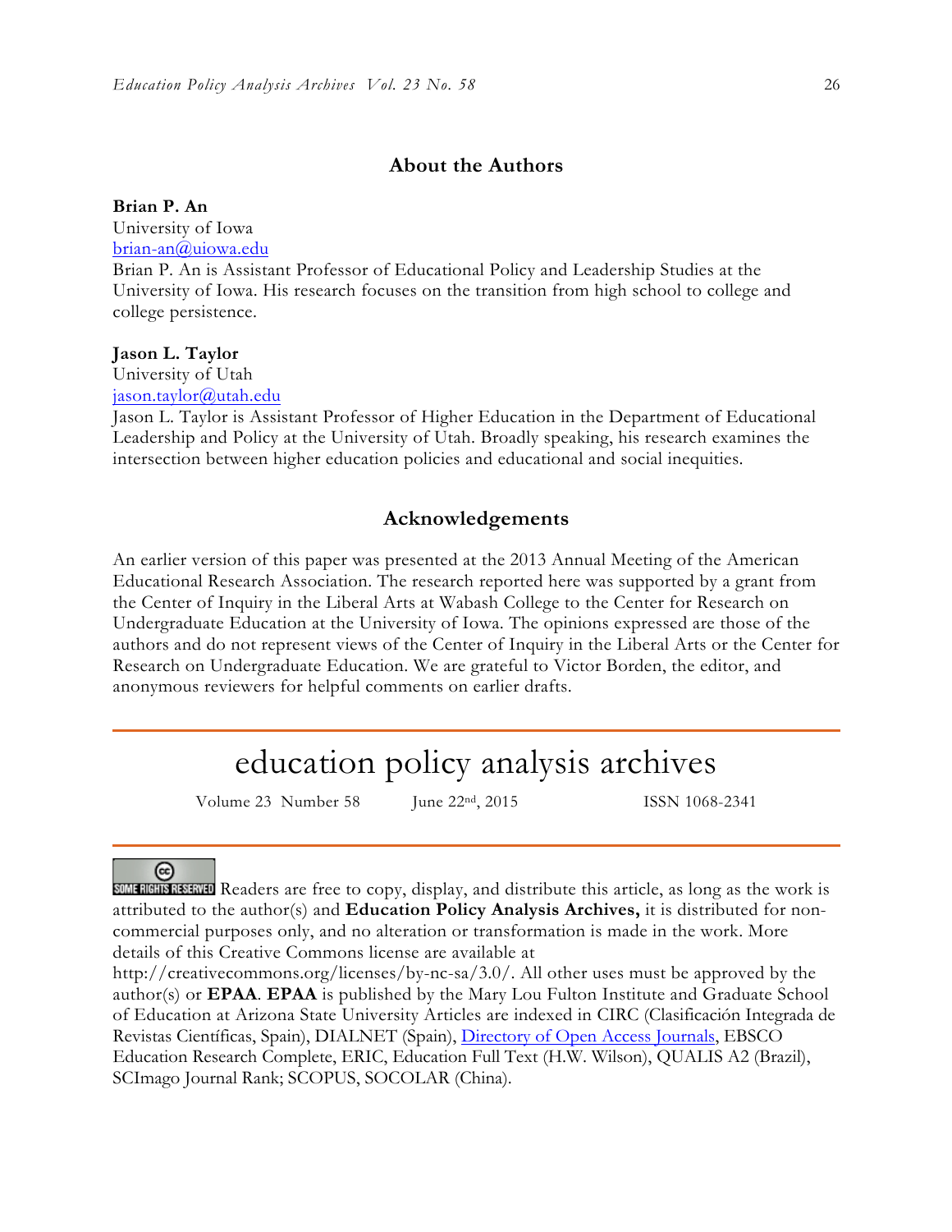## About the Authors

**Brian P. An**
University of Iowa
brian-an@uiowa.edu
Brian P. An is Assistant Professor of Educational Policy and Leadership Studies at the University of Iowa. His research focuses on the transition from high school to college and college persistence.

**Jason L. Taylor**
University of Utah
jason.taylor@utah.edu
Jason L. Taylor is Assistant Professor of Higher Education in the Department of Educational Leadership and Policy at the University of Utah. Broadly speaking, his research examines the intersection between higher education policies and educational and social inequities.

## Acknowledgements

An earlier version of this paper was presented at the 2013 Annual Meeting of the American Educational Research Association. The research reported here was supported by a grant from the Center of Inquiry in the Liberal Arts at Wabash College to the Center for Research on Undergraduate Education at the University of Iowa. The opinions expressed are those of the authors and do not represent views of the Center of Inquiry in the Liberal Arts or the Center for Research on Undergraduate Education. We are grateful to Victor Borden, the editor, and anonymous reviewers for helpful comments on earlier drafts.

---

# education policy analysis archives

Volume 23 Number 58 June 22nd, 2015 ISSN 1068-2341

---

SOME RIGHTS RESERVED Readers are free to copy, display, and distribute this article, as long as the work is attributed to the author(s) and **Education Policy Analysis Archives,** it is distributed for non-commercial purposes only, and no alteration or transformation is made in the work. More details of this Creative Commons license are available at http://creativecommons.org/licenses/by-nc-sa/3.0/. All other uses must be approved by the author(s) or **EPAA**. **EPAA** is published by the Mary Lou Fulton Institute and Graduate School of Education at Arizona State University Articles are indexed in CIRC (Clasificación Integrada de Revistas Científicas, Spain), DIALNET (Spain), Directory of Open Access Journals, EBSCO Education Research Complete, ERIC, Education Full Text (H.W. Wilson), QUALIS A2 (Brazil), SCImago Journal Rank; SCOPUS, SOCOLAR (China).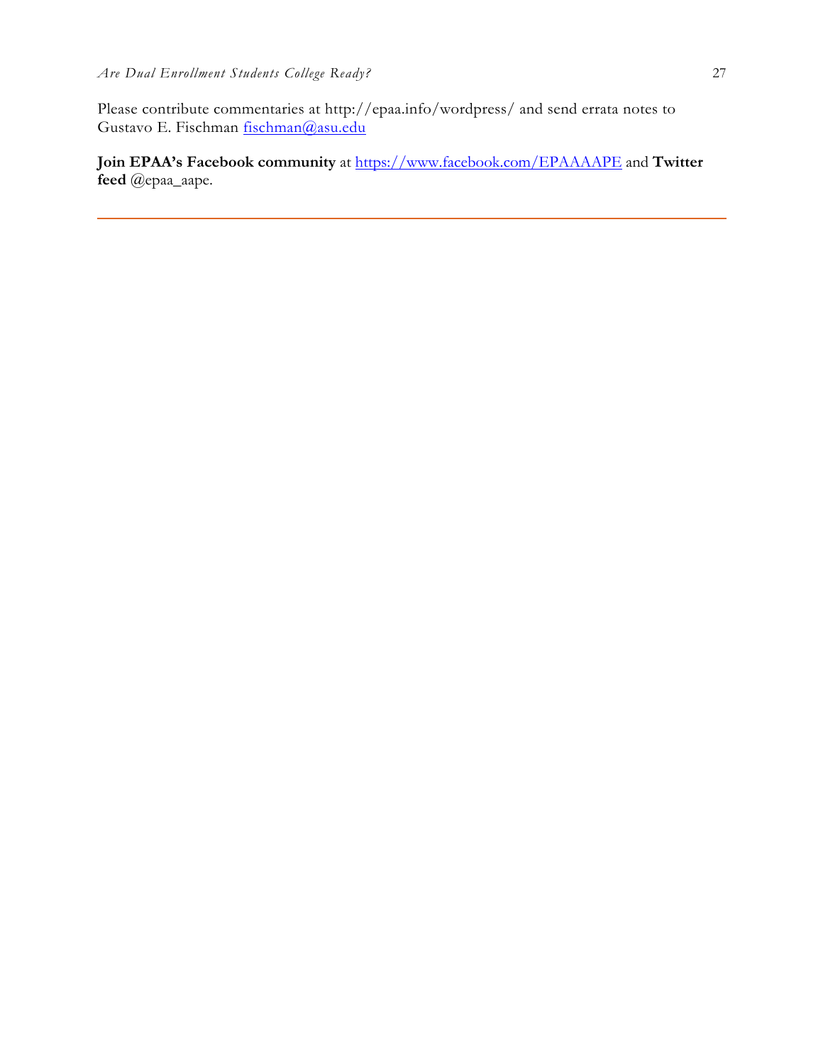Please contribute commentaries at http://epaa.info/wordpress/ and send errata notes to Gustavo E. Fischman fischman@asu.edu

**Join EPAA's Facebook community** at https://www.facebook.com/EPAAAAPE and **Twitter feed** @epaa_aape.

---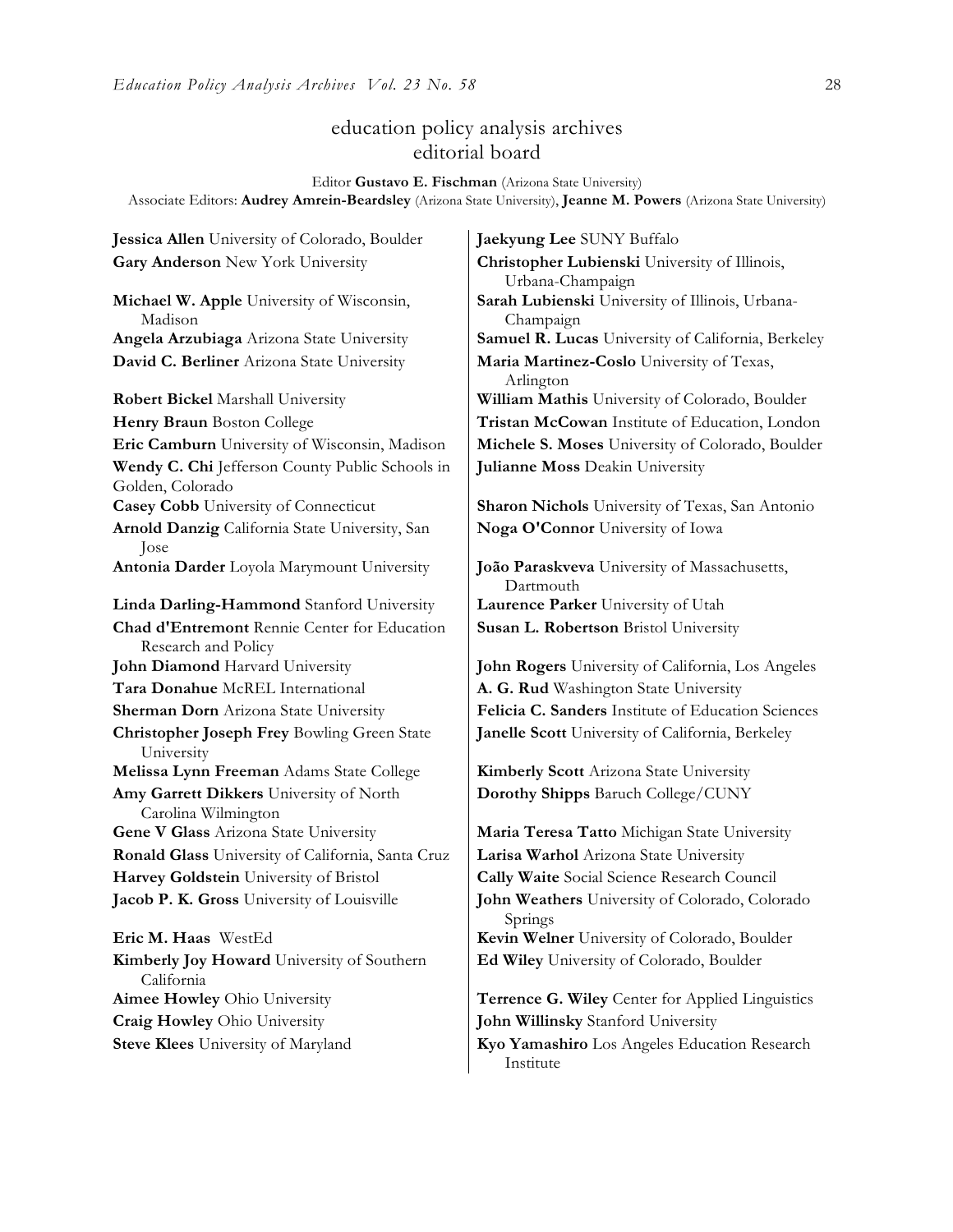## education policy analysis archives
## editorial board

Editor **Gustavo E. Fischman** (Arizona State University)
Associate Editors: **Audrey Amrein-Beardsley** (Arizona State University), **Jeanne M. Powers** (Arizona State University)

**Jessica Allen** University of Colorado, Boulder
**Gary Anderson** New York University
**Michael W. Apple** University of Wisconsin, Madison
**Angela Arzubiaga** Arizona State University
**David C. Berliner** Arizona State University
**Robert Bickel** Marshall University
**Henry Braun** Boston College
**Eric Camburn** University of Wisconsin, Madison
**Wendy C. Chi** Jefferson County Public Schools in Golden, Colorado
**Casey Cobb** University of Connecticut
**Arnold Danzig** California State University, San Jose
**Antonia Darder** Loyola Marymount University
**Linda Darling-Hammond** Stanford University
**Chad d'Entremont** Rennie Center for Education Research and Policy
**John Diamond** Harvard University
**Tara Donahue** McREL International
**Sherman Dorn** Arizona State University
**Christopher Joseph Frey** Bowling Green State University
**Melissa Lynn Freeman** Adams State College
**Amy Garrett Dikkers** University of North Carolina Wilmington
**Gene V Glass** Arizona State University
**Ronald Glass** University of California, Santa Cruz
**Harvey Goldstein** University of Bristol
**Jacob P. K. Gross** University of Louisville
**Eric M. Haas** WestEd
**Kimberly Joy Howard** University of Southern California
**Aimee Howley** Ohio University
**Craig Howley** Ohio University
**Steve Klees** University of Maryland
**Jaekyung Lee** SUNY Buffalo
**Christopher Lubienski** University of Illinois, Urbana-Champaign
**Sarah Lubienski** University of Illinois, Urbana-Champaign
**Samuel R. Lucas** University of California, Berkeley
**Maria Martinez-Coslo** University of Texas, Arlington
**William Mathis** University of Colorado, Boulder
**Tristan McCowan** Institute of Education, London
**Michele S. Moses** University of Colorado, Boulder
**Julianne Moss** Deakin University
**Sharon Nichols** University of Texas, San Antonio
**Noga O'Connor** University of Iowa
**João Paraskveva** University of Massachusetts, Dartmouth
**Laurence Parker** University of Utah
**Susan L. Robertson** Bristol University
**John Rogers** University of California, Los Angeles
**A. G. Rud** Washington State University
**Felicia C. Sanders** Institute of Education Sciences
**Janelle Scott** University of California, Berkeley
**Kimberly Scott** Arizona State University
**Dorothy Shipps** Baruch College/CUNY
**Maria Teresa Tatto** Michigan State University
**Larisa Warhol** Arizona State University
**Cally Waite** Social Science Research Council
**John Weathers** University of Colorado, Colorado Springs
**Kevin Welner** University of Colorado, Boulder
**Ed Wiley** University of Colorado, Boulder
**Terrence G. Wiley** Center for Applied Linguistics
**John Willinsky** Stanford University
**Kyo Yamashiro** Los Angeles Education Research Institute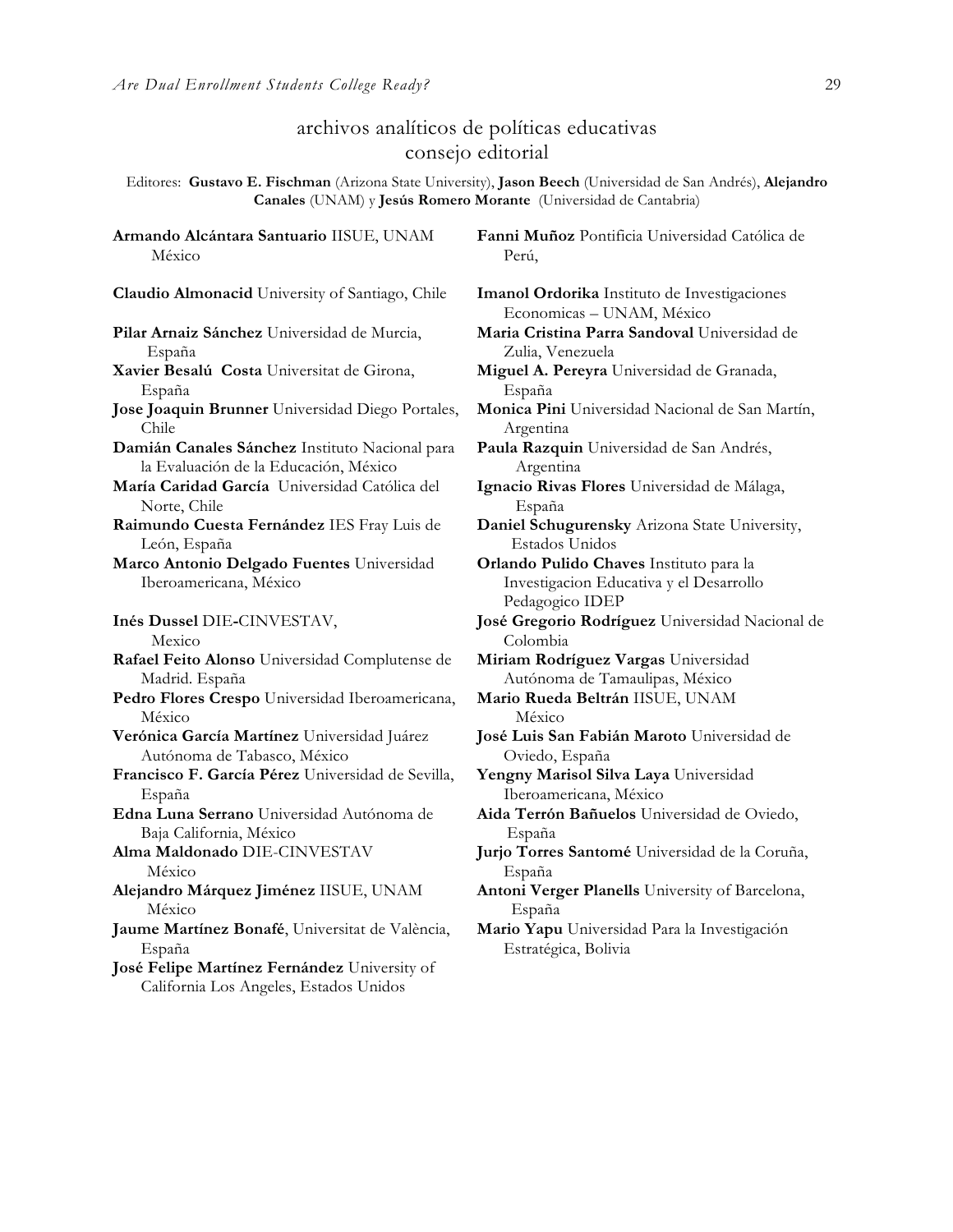# archivos analíticos de políticas educativas
## consejo editorial

Editores: **Gustavo E. Fischman** (Arizona State University), **Jason Beech** (Universidad de San Andrés), **Alejandro Canales** (UNAM) y **Jesús Romero Morante** (Universidad de Cantabria)

**Armando Alcántara Santuario** IISUE, UNAM México

**Claudio Almonacid** University of Santiago, Chile

**Pilar Arnaiz Sánchez** Universidad de Murcia, España

**Xavier Besalú Costa** Universitat de Girona, España

**Jose Joaquin Brunner** Universidad Diego Portales, Chile

**Damián Canales Sánchez** Instituto Nacional para la Evaluación de la Educación, México

**María Caridad García** Universidad Católica del Norte, Chile

**Raimundo Cuesta Fernández** IES Fray Luis de León, España

**Marco Antonio Delgado Fuentes** Universidad Iberoamericana, México

**Inés Dussel** DIE-CINVESTAV, Mexico

**Rafael Feito Alonso** Universidad Complutense de Madrid. España

**Pedro Flores Crespo** Universidad Iberoamericana, México

**Verónica García Martínez** Universidad Juárez Autónoma de Tabasco, México

**Francisco F. García Pérez** Universidad de Sevilla, España

**Edna Luna Serrano** Universidad Autónoma de Baja California, México

**Alma Maldonado** DIE-CINVESTAV México

**Alejandro Márquez Jiménez** IISUE, UNAM México

**Jaume Martínez Bonafé**, Universitat de València, España

**José Felipe Martínez Fernández** University of California Los Angeles, Estados Unidos

**Fanni Muñoz** Pontificia Universidad Católica de Perú,

**Imanol Ordorika** Instituto de Investigaciones Economicas – UNAM, México

**Maria Cristina Parra Sandoval** Universidad de Zulia, Venezuela

**Miguel A. Pereyra** Universidad de Granada, España

**Monica Pini** Universidad Nacional de San Martín, Argentina

**Paula Razquin** Universidad de San Andrés, Argentina

**Ignacio Rivas Flores** Universidad de Málaga, España

**Daniel Schugurensky** Arizona State University, Estados Unidos

**Orlando Pulido Chaves** Instituto para la Investigacion Educativa y el Desarrollo Pedagogico IDEP

**José Gregorio Rodríguez** Universidad Nacional de Colombia

**Miriam Rodríguez Vargas** Universidad Autónoma de Tamaulipas, México

**Mario Rueda Beltrán** IISUE, UNAM México

**José Luis San Fabián Maroto** Universidad de Oviedo, España

**Yengny Marisol Silva Laya** Universidad Iberoamericana, México

**Aida Terrón Bañuelos** Universidad de Oviedo, España

**Jurjo Torres Santomé** Universidad de la Coruña, España

**Antoni Verger Planells** University of Barcelona, España

**Mario Yapu** Universidad Para la Investigación Estratégica, Bolivia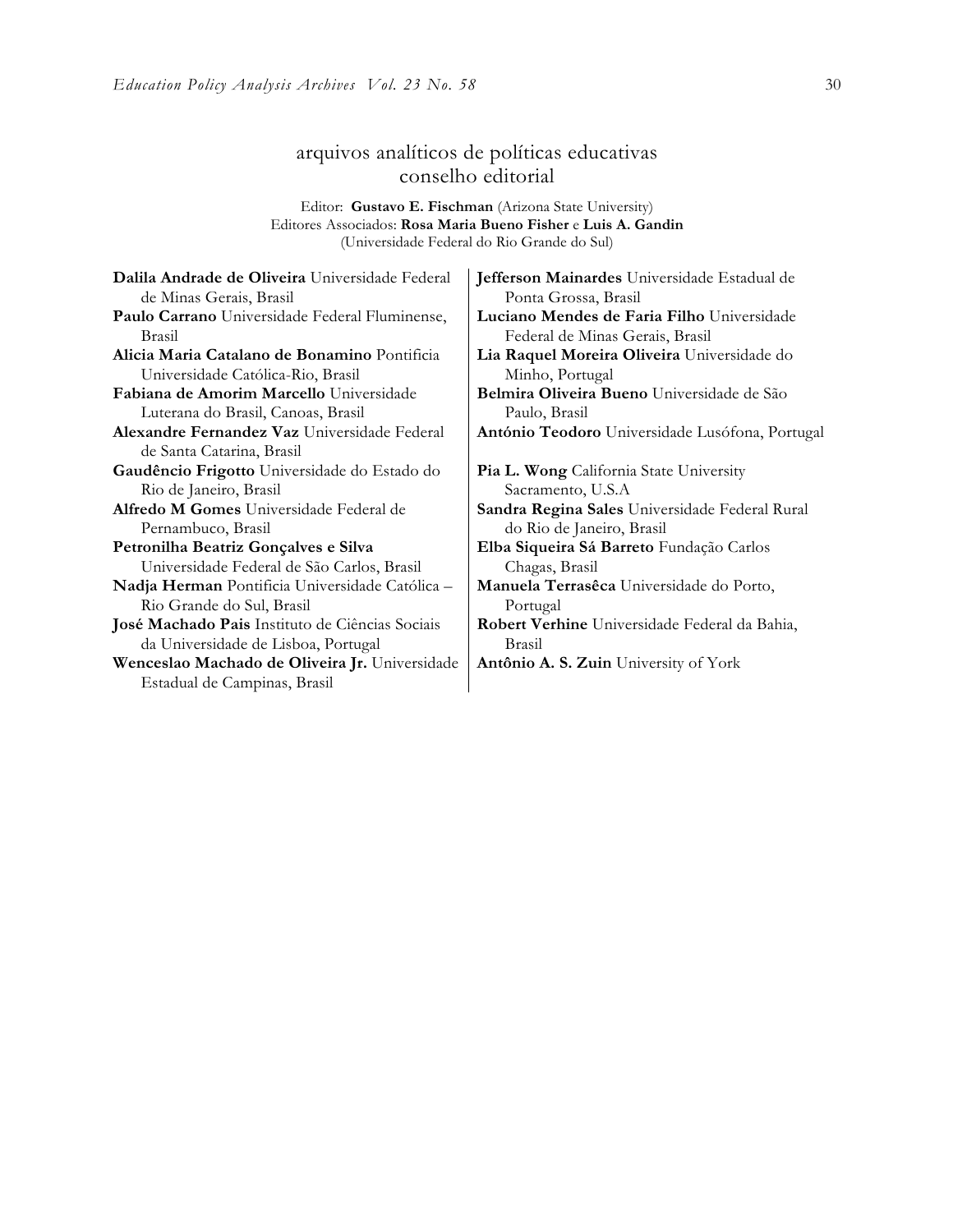## arquivos analíticos de políticas educativas
## conselho editorial

Editor: **Gustavo E. Fischman** (Arizona State University)
Editores Associados: **Rosa Maria Bueno Fisher** e **Luis A. Gandin**
(Universidade Federal do Rio Grande do Sul)

**Dalila Andrade de Oliveira** Universidade Federal de Minas Gerais, Brasil

**Paulo Carrano** Universidade Federal Fluminense, Brasil

**Alicia Maria Catalano de Bonamino** Pontificia Universidade Católica-Rio, Brasil

**Fabiana de Amorim Marcello** Universidade Luterana do Brasil, Canoas, Brasil

**Alexandre Fernandez Vaz** Universidade Federal de Santa Catarina, Brasil

**Gaudêncio Frigotto** Universidade do Estado do Rio de Janeiro, Brasil

**Alfredo M Gomes** Universidade Federal de Pernambuco, Brasil

**Petronilha Beatriz Gonçalves e Silva** Universidade Federal de São Carlos, Brasil

**Nadja Herman** Pontificia Universidade Católica – Rio Grande do Sul, Brasil

**José Machado Pais** Instituto de Ciências Sociais da Universidade de Lisboa, Portugal

**Wenceslao Machado de Oliveira Jr.** Universidade Estadual de Campinas, Brasil

**Jefferson Mainardes** Universidade Estadual de Ponta Grossa, Brasil

**Luciano Mendes de Faria Filho** Universidade Federal de Minas Gerais, Brasil

**Lia Raquel Moreira Oliveira** Universidade do Minho, Portugal

**Belmira Oliveira Bueno** Universidade de São Paulo, Brasil

**António Teodoro** Universidade Lusófona, Portugal

**Pia L. Wong** California State University Sacramento, U.S.A

**Sandra Regina Sales** Universidade Federal Rural do Rio de Janeiro, Brasil

**Elba Siqueira Sá Barreto** Fundação Carlos Chagas, Brasil

**Manuela Terrasêca** Universidade do Porto, Portugal

**Robert Verhine** Universidade Federal da Bahia, Brasil

**Antônio A. S. Zuin** University of York